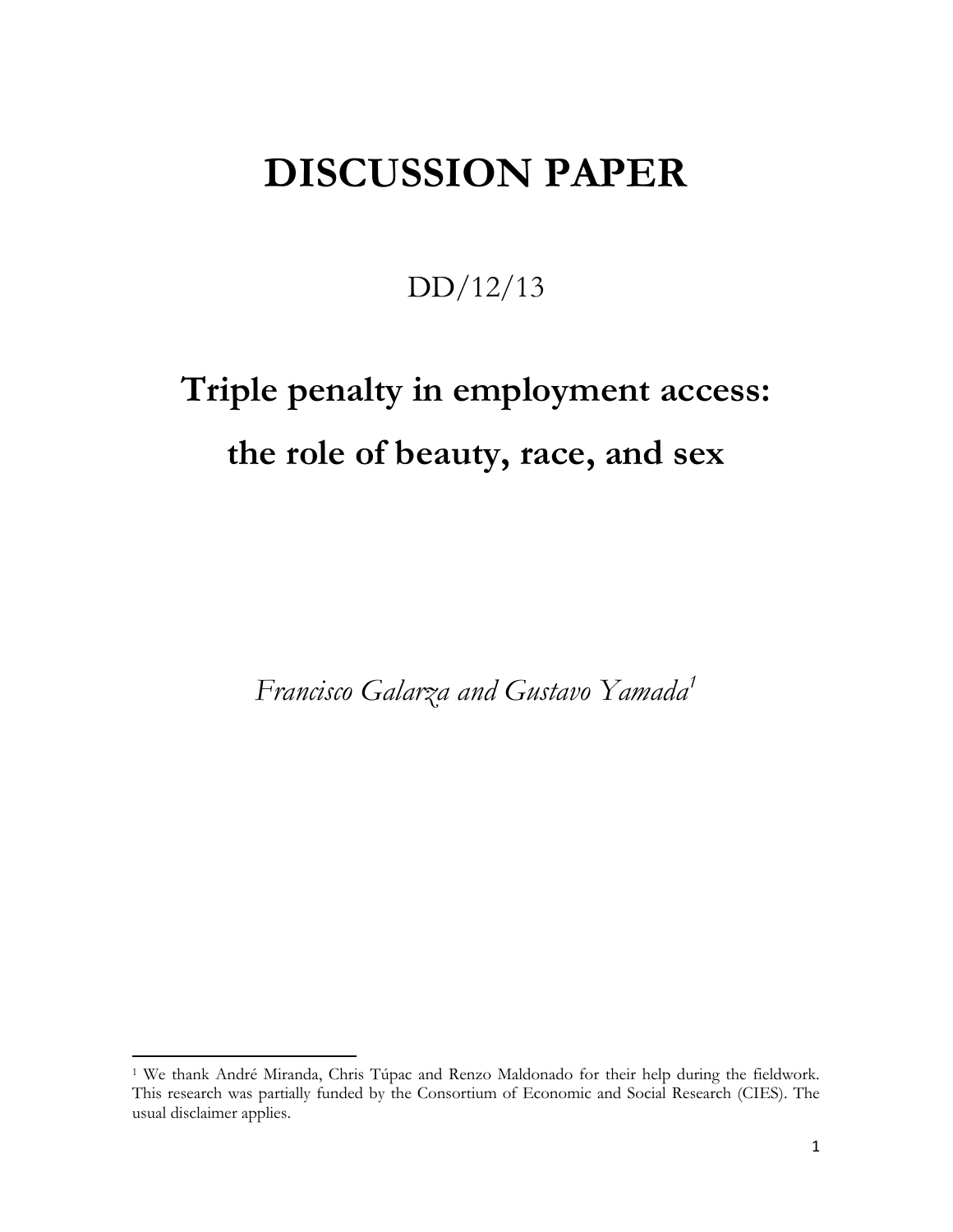# DISCUSSION PAPER

DD/12/13

## Triple penalty in employment access: the role of beauty, race, and sex

*Francisco Galarza and Gustavo Yamada*[1]

---

[1] We thank André Miranda, Chris Túpac and Renzo Maldonado for their help during the fieldwork. This research was partially funded by the Consortium of Economic and Social Research (CIES). The usual disclaimer applies.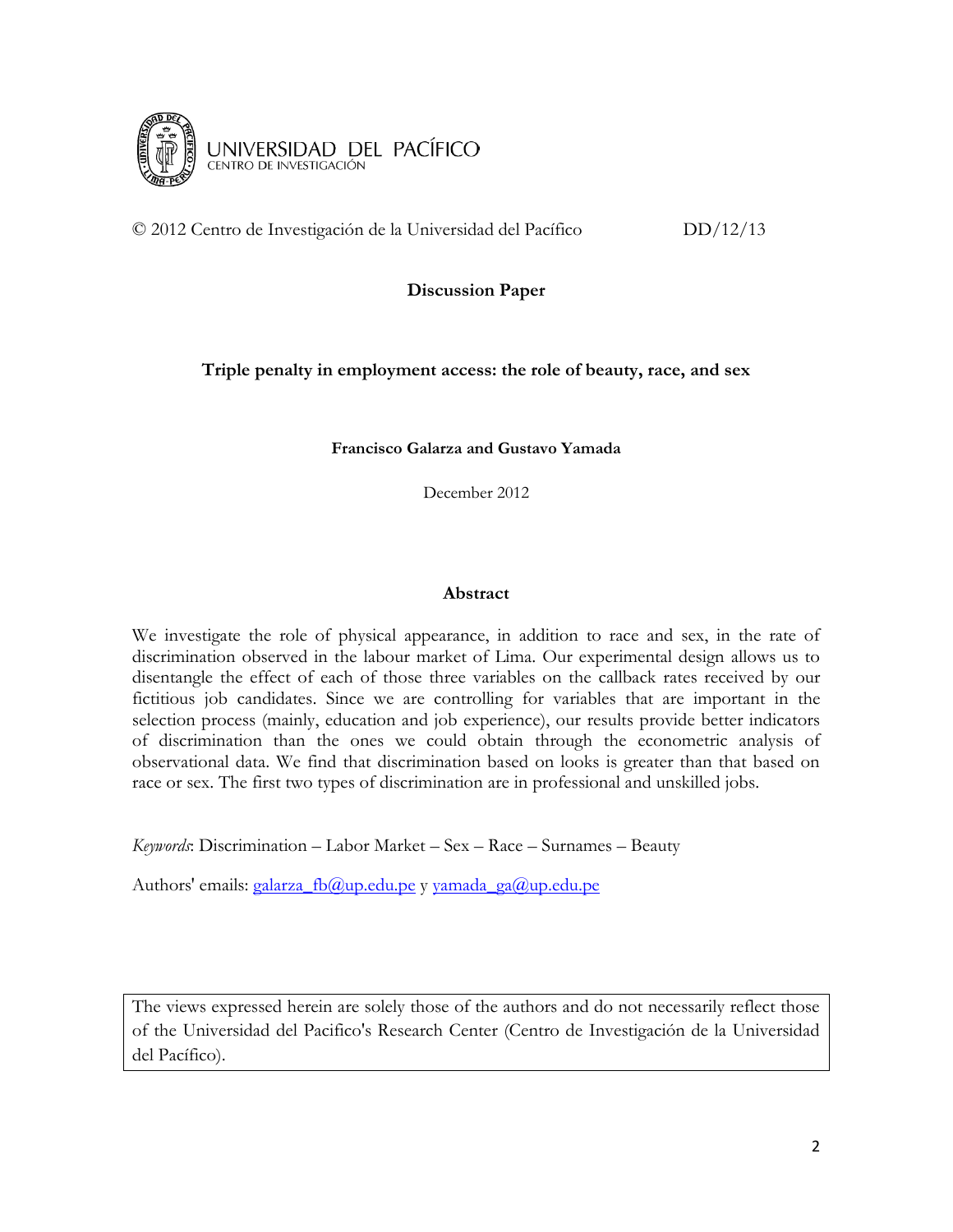UNIVERSIDAD DEL PACÍFICO
CENTRO DE INVESTIGACIÓN

© 2012 Centro de Investigación de la Universidad del Pacífico DD/12/13

**Discussion Paper**

# Triple penalty in employment access: the role of beauty, race, and sex

**Francisco Galarza and Gustavo Yamada**

December 2012

## Abstract

We investigate the role of physical appearance, in addition to race and sex, in the rate of discrimination observed in the labour market of Lima. Our experimental design allows us to disentangle the effect of each of those three variables on the callback rates received by our fictitious job candidates. Since we are controlling for variables that are important in the selection process (mainly, education and job experience), our results provide better indicators of discrimination than the ones we could obtain through the econometric analysis of observational data. We find that discrimination based on looks is greater than that based on race or sex. The first two types of discrimination are in professional and unskilled jobs.

*Keywords*: Discrimination – Labor Market – Sex – Race – Surnames – Beauty

Authors' emails: galarza_fb@up.edu.pe y yamada_ga@up.edu.pe

The views expressed herein are solely those of the authors and do not necessarily reflect those of the Universidad del Pacifico's Research Center (Centro de Investigación de la Universidad del Pacífico).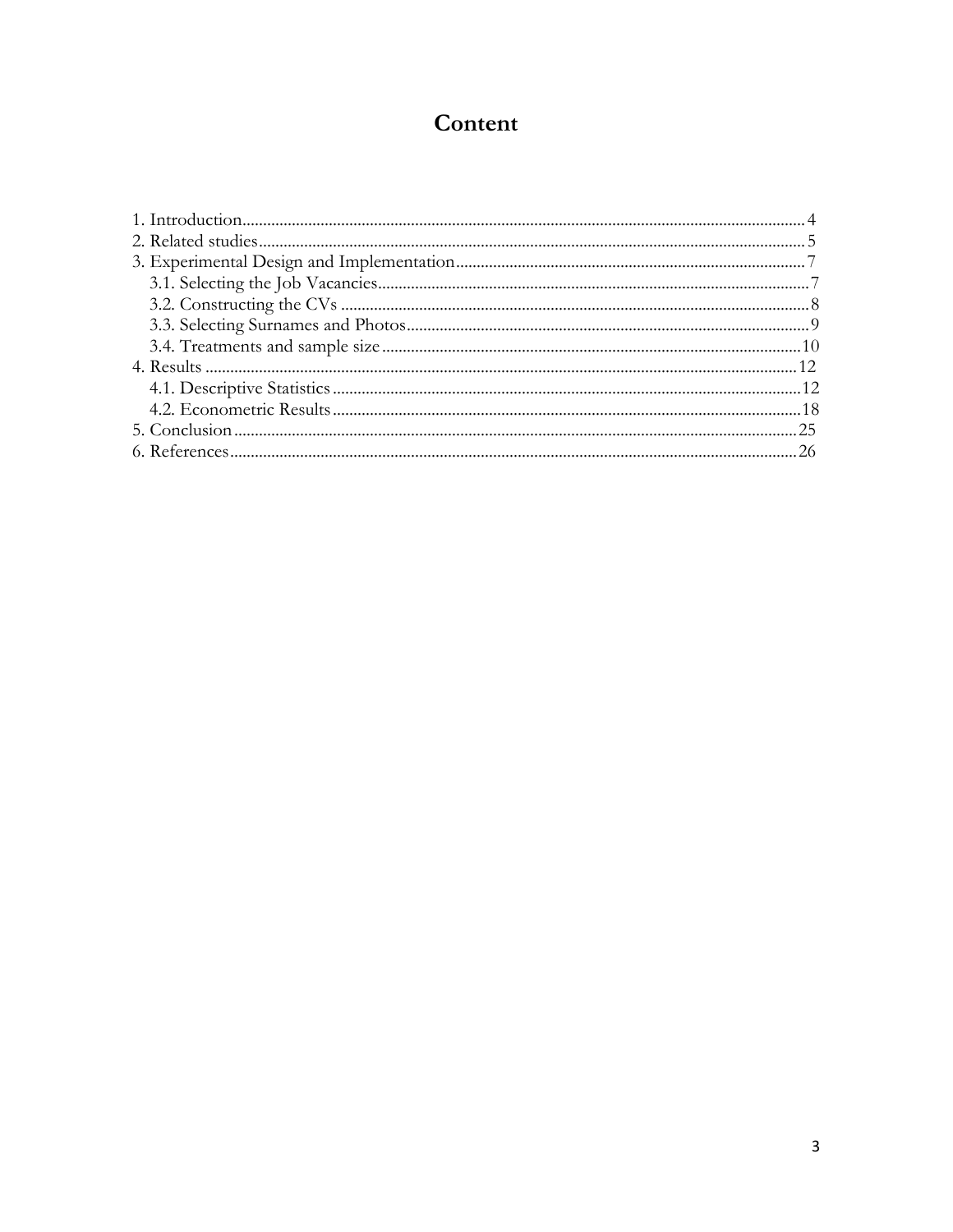# Content

1. Introduction........................................................................................................................4
2. Related studies...................................................................................................................5
3. Experimental Design and Implementation....................................................................7
   3.1. Selecting the Job Vacancies........................................................................................7
   3.2. Constructing the CVs ...................................................................................................8
   3.3. Selecting Surnames and Photos...................................................................................9
   3.4. Treatments and sample size.......................................................................................10
4. Results ...............................................................................................................................12
   4.1. Descriptive Statistics...................................................................................................12
   4.2. Econometric Results...................................................................................................18
5. Conclusion.........................................................................................................................25
6. References.........................................................................................................................26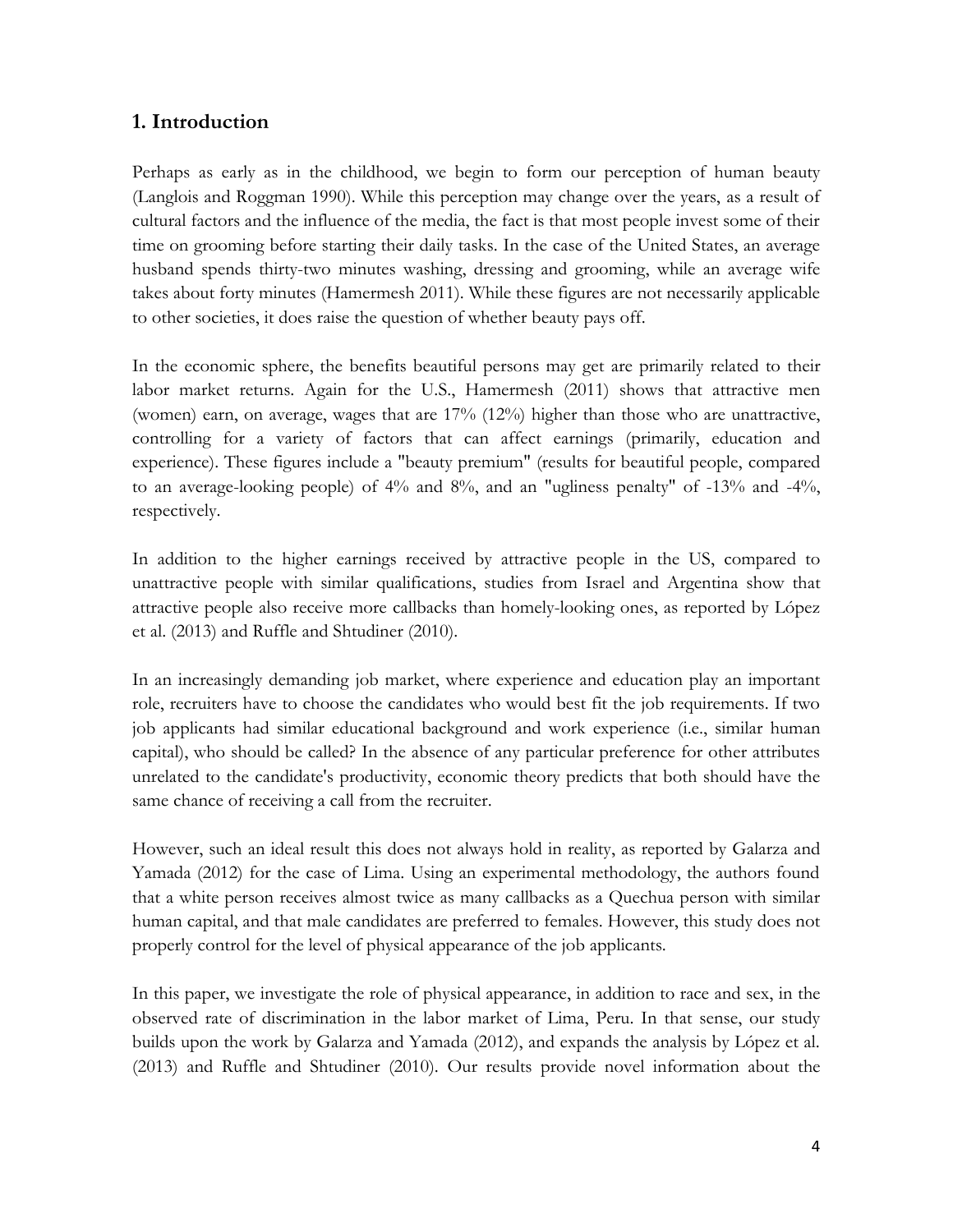## 1. Introduction

Perhaps as early as in the childhood, we begin to form our perception of human beauty (Langlois and Roggman 1990). While this perception may change over the years, as a result of cultural factors and the influence of the media, the fact is that most people invest some of their time on grooming before starting their daily tasks. In the case of the United States, an average husband spends thirty-two minutes washing, dressing and grooming, while an average wife takes about forty minutes (Hamermesh 2011). While these figures are not necessarily applicable to other societies, it does raise the question of whether beauty pays off.

In the economic sphere, the benefits beautiful persons may get are primarily related to their labor market returns. Again for the U.S., Hamermesh (2011) shows that attractive men (women) earn, on average, wages that are 17% (12%) higher than those who are unattractive, controlling for a variety of factors that can affect earnings (primarily, education and experience). These figures include a "beauty premium" (results for beautiful people, compared to an average-looking people) of 4% and 8%, and an "ugliness penalty" of -13% and -4%, respectively.

In addition to the higher earnings received by attractive people in the US, compared to unattractive people with similar qualifications, studies from Israel and Argentina show that attractive people also receive more callbacks than homely-looking ones, as reported by López et al. (2013) and Ruffle and Shtudiner (2010).

In an increasingly demanding job market, where experience and education play an important role, recruiters have to choose the candidates who would best fit the job requirements. If two job applicants had similar educational background and work experience (i.e., similar human capital), who should be called? In the absence of any particular preference for other attributes unrelated to the candidate's productivity, economic theory predicts that both should have the same chance of receiving a call from the recruiter.

However, such an ideal result this does not always hold in reality, as reported by Galarza and Yamada (2012) for the case of Lima. Using an experimental methodology, the authors found that a white person receives almost twice as many callbacks as a Quechua person with similar human capital, and that male candidates are preferred to females. However, this study does not properly control for the level of physical appearance of the job applicants.

In this paper, we investigate the role of physical appearance, in addition to race and sex, in the observed rate of discrimination in the labor market of Lima, Peru. In that sense, our study builds upon the work by Galarza and Yamada (2012), and expands the analysis by López et al. (2013) and Ruffle and Shtudiner (2010). Our results provide novel information about the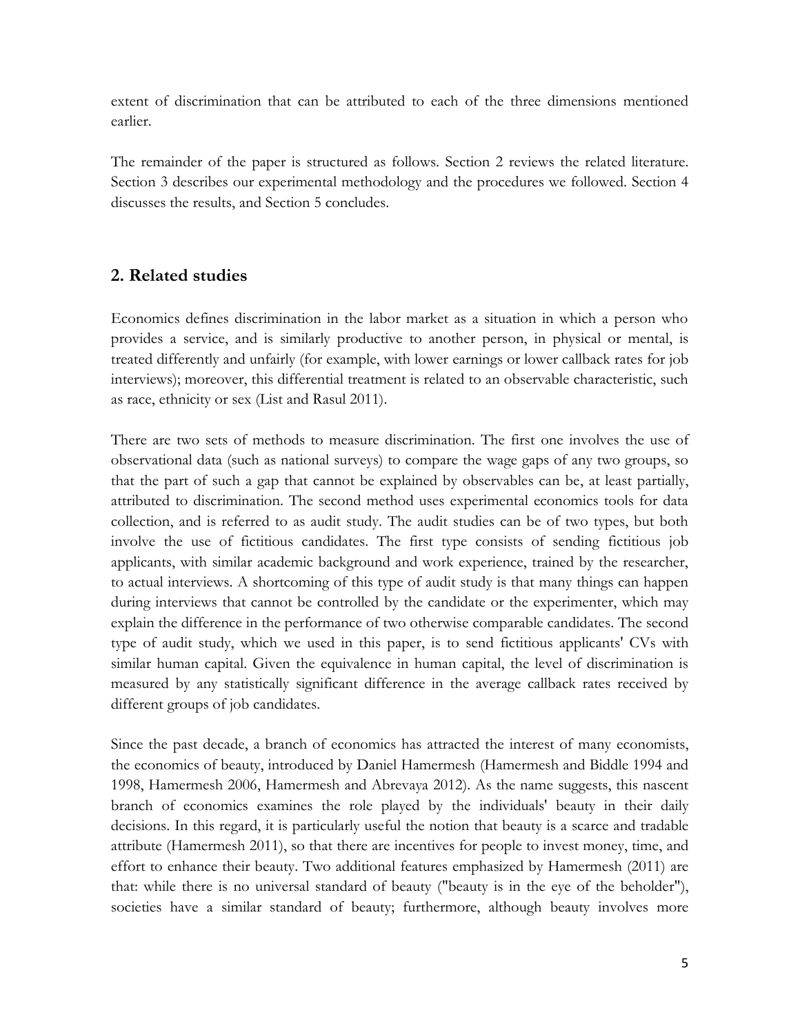extent of discrimination that can be attributed to each of the three dimensions mentioned earlier.

The remainder of the paper is structured as follows. Section 2 reviews the related literature. Section 3 describes our experimental methodology and the procedures we followed. Section 4 discusses the results, and Section 5 concludes.

## 2. Related studies

Economics defines discrimination in the labor market as a situation in which a person who provides a service, and is similarly productive to another person, in physical or mental, is treated differently and unfairly (for example, with lower earnings or lower callback rates for job interviews); moreover, this differential treatment is related to an observable characteristic, such as race, ethnicity or sex (List and Rasul 2011).

There are two sets of methods to measure discrimination. The first one involves the use of observational data (such as national surveys) to compare the wage gaps of any two groups, so that the part of such a gap that cannot be explained by observables can be, at least partially, attributed to discrimination. The second method uses experimental economics tools for data collection, and is referred to as audit study. The audit studies can be of two types, but both involve the use of fictitious candidates. The first type consists of sending fictitious job applicants, with similar academic background and work experience, trained by the researcher, to actual interviews. A shortcoming of this type of audit study is that many things can happen during interviews that cannot be controlled by the candidate or the experimenter, which may explain the difference in the performance of two otherwise comparable candidates. The second type of audit study, which we used in this paper, is to send fictitious applicants' CVs with similar human capital. Given the equivalence in human capital, the level of discrimination is measured by any statistically significant difference in the average callback rates received by different groups of job candidates.

Since the past decade, a branch of economics has attracted the interest of many economists, the economics of beauty, introduced by Daniel Hamermesh (Hamermesh and Biddle 1994 and 1998, Hamermesh 2006, Hamermesh and Abrevaya 2012). As the name suggests, this nascent branch of economics examines the role played by the individuals' beauty in their daily decisions. In this regard, it is particularly useful the notion that beauty is a scarce and tradable attribute (Hamermesh 2011), so that there are incentives for people to invest money, time, and effort to enhance their beauty. Two additional features emphasized by Hamermesh (2011) are that: while there is no universal standard of beauty ("beauty is in the eye of the beholder"), societies have a similar standard of beauty; furthermore, although beauty involves more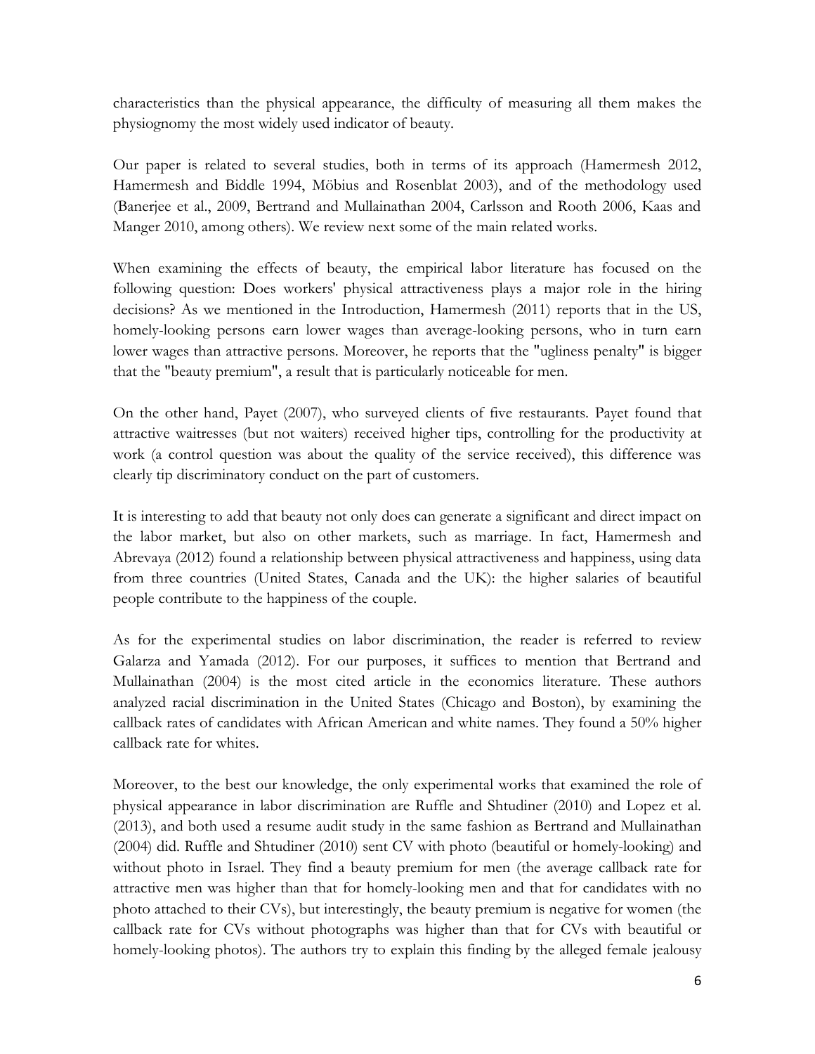characteristics than the physical appearance, the difficulty of measuring all them makes the physiognomy the most widely used indicator of beauty.

Our paper is related to several studies, both in terms of its approach (Hamermesh 2012, Hamermesh and Biddle 1994, Möbius and Rosenblat 2003), and of the methodology used (Banerjee et al., 2009, Bertrand and Mullainathan 2004, Carlsson and Rooth 2006, Kaas and Manger 2010, among others). We review next some of the main related works.

When examining the effects of beauty, the empirical labor literature has focused on the following question: Does workers' physical attractiveness plays a major role in the hiring decisions? As we mentioned in the Introduction, Hamermesh (2011) reports that in the US, homely-looking persons earn lower wages than average-looking persons, who in turn earn lower wages than attractive persons. Moreover, he reports that the "ugliness penalty" is bigger that the "beauty premium", a result that is particularly noticeable for men.

On the other hand, Payet (2007), who surveyed clients of five restaurants. Payet found that attractive waitresses (but not waiters) received higher tips, controlling for the productivity at work (a control question was about the quality of the service received), this difference was clearly tip discriminatory conduct on the part of customers.

It is interesting to add that beauty not only does can generate a significant and direct impact on the labor market, but also on other markets, such as marriage. In fact, Hamermesh and Abrevaya (2012) found a relationship between physical attractiveness and happiness, using data from three countries (United States, Canada and the UK): the higher salaries of beautiful people contribute to the happiness of the couple.

As for the experimental studies on labor discrimination, the reader is referred to review Galarza and Yamada (2012). For our purposes, it suffices to mention that Bertrand and Mullainathan (2004) is the most cited article in the economics literature. These authors analyzed racial discrimination in the United States (Chicago and Boston), by examining the callback rates of candidates with African American and white names. They found a 50% higher callback rate for whites.

Moreover, to the best our knowledge, the only experimental works that examined the role of physical appearance in labor discrimination are Ruffle and Shtudiner (2010) and Lopez et al. (2013), and both used a resume audit study in the same fashion as Bertrand and Mullainathan (2004) did. Ruffle and Shtudiner (2010) sent CV with photo (beautiful or homely-looking) and without photo in Israel. They find a beauty premium for men (the average callback rate for attractive men was higher than that for homely-looking men and that for candidates with no photo attached to their CVs), but interestingly, the beauty premium is negative for women (the callback rate for CVs without photographs was higher than that for CVs with beautiful or homely-looking photos). The authors try to explain this finding by the alleged female jealousy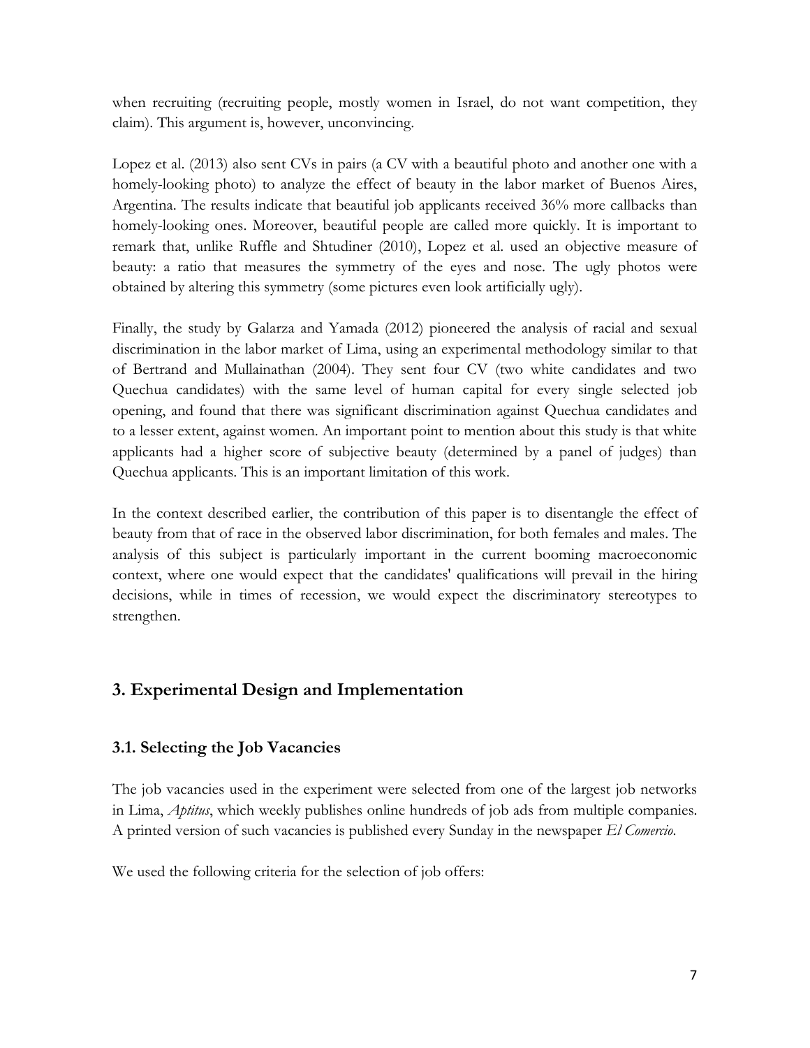when recruiting (recruiting people, mostly women in Israel, do not want competition, they claim). This argument is, however, unconvincing.

Lopez et al. (2013) also sent CVs in pairs (a CV with a beautiful photo and another one with a homely-looking photo) to analyze the effect of beauty in the labor market of Buenos Aires, Argentina. The results indicate that beautiful job applicants received 36% more callbacks than homely-looking ones. Moreover, beautiful people are called more quickly. It is important to remark that, unlike Ruffle and Shtudiner (2010), Lopez et al. used an objective measure of beauty: a ratio that measures the symmetry of the eyes and nose. The ugly photos were obtained by altering this symmetry (some pictures even look artificially ugly).

Finally, the study by Galarza and Yamada (2012) pioneered the analysis of racial and sexual discrimination in the labor market of Lima, using an experimental methodology similar to that of Bertrand and Mullainathan (2004). They sent four CV (two white candidates and two Quechua candidates) with the same level of human capital for every single selected job opening, and found that there was significant discrimination against Quechua candidates and to a lesser extent, against women. An important point to mention about this study is that white applicants had a higher score of subjective beauty (determined by a panel of judges) than Quechua applicants. This is an important limitation of this work.

In the context described earlier, the contribution of this paper is to disentangle the effect of beauty from that of race in the observed labor discrimination, for both females and males. The analysis of this subject is particularly important in the current booming macroeconomic context, where one would expect that the candidates' qualifications will prevail in the hiring decisions, while in times of recession, we would expect the discriminatory stereotypes to strengthen.

## 3. Experimental Design and Implementation

### 3.1. Selecting the Job Vacancies

The job vacancies used in the experiment were selected from one of the largest job networks in Lima, *Aptitus*, which weekly publishes online hundreds of job ads from multiple companies. A printed version of such vacancies is published every Sunday in the newspaper *El Comercio*.

We used the following criteria for the selection of job offers: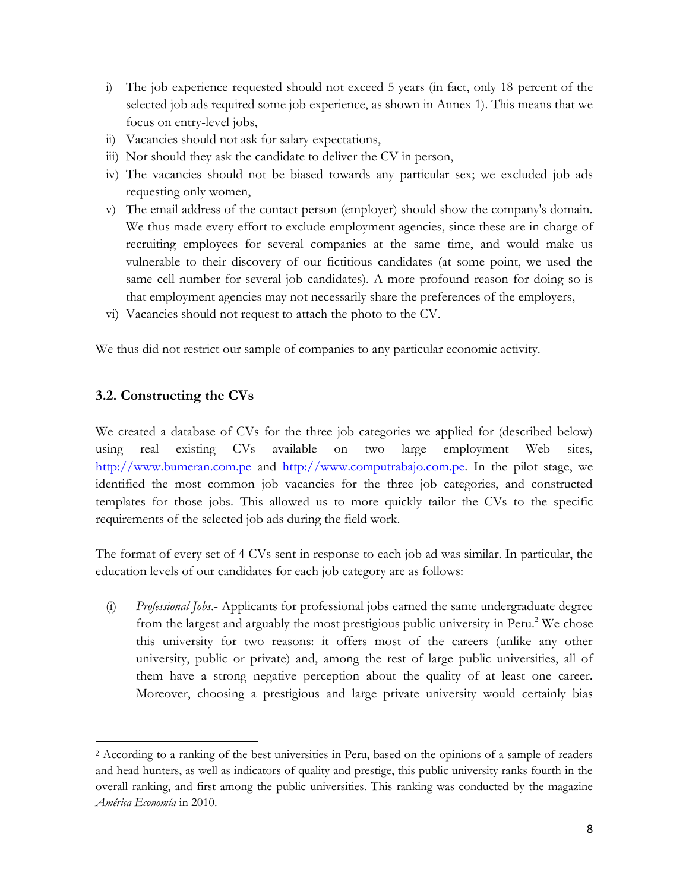i) The job experience requested should not exceed 5 years (in fact, only 18 percent of the selected job ads required some job experience, as shown in Annex 1). This means that we focus on entry-level jobs,
ii) Vacancies should not ask for salary expectations,
iii) Nor should they ask the candidate to deliver the CV in person,
iv) The vacancies should not be biased towards any particular sex; we excluded job ads requesting only women,
v) The email address of the contact person (employer) should show the company's domain. We thus made every effort to exclude employment agencies, since these are in charge of recruiting employees for several companies at the same time, and would make us vulnerable to their discovery of our fictitious candidates (at some point, we used the same cell number for several job candidates). A more profound reason for doing so is that employment agencies may not necessarily share the preferences of the employers,
vi) Vacancies should not request to attach the photo to the CV.

We thus did not restrict our sample of companies to any particular economic activity.

### 3.2. Constructing the CVs

We created a database of CVs for the three job categories we applied for (described below) using real existing CVs available on two large employment Web sites, http://www.bumeran.com.pe and http://www.computrabajo.com.pe. In the pilot stage, we identified the most common job vacancies for the three job categories, and constructed templates for those jobs. This allowed us to more quickly tailor the CVs to the specific requirements of the selected job ads during the field work.

The format of every set of 4 CVs sent in response to each job ad was similar. In particular, the education levels of our candidates for each job category are as follows:

(i) *Professional Jobs*.- Applicants for professional jobs earned the same undergraduate degree from the largest and arguably the most prestigious public university in Peru.[2] We chose this university for two reasons: it offers most of the careers (unlike any other university, public or private) and, among the rest of large public universities, all of them have a strong negative perception about the quality of at least one career. Moreover, choosing a prestigious and large private university would certainly bias

[2] According to a ranking of the best universities in Peru, based on the opinions of a sample of readers and head hunters, as well as indicators of quality and prestige, this public university ranks fourth in the overall ranking, and first among the public universities. This ranking was conducted by the magazine *América Economía* in 2010.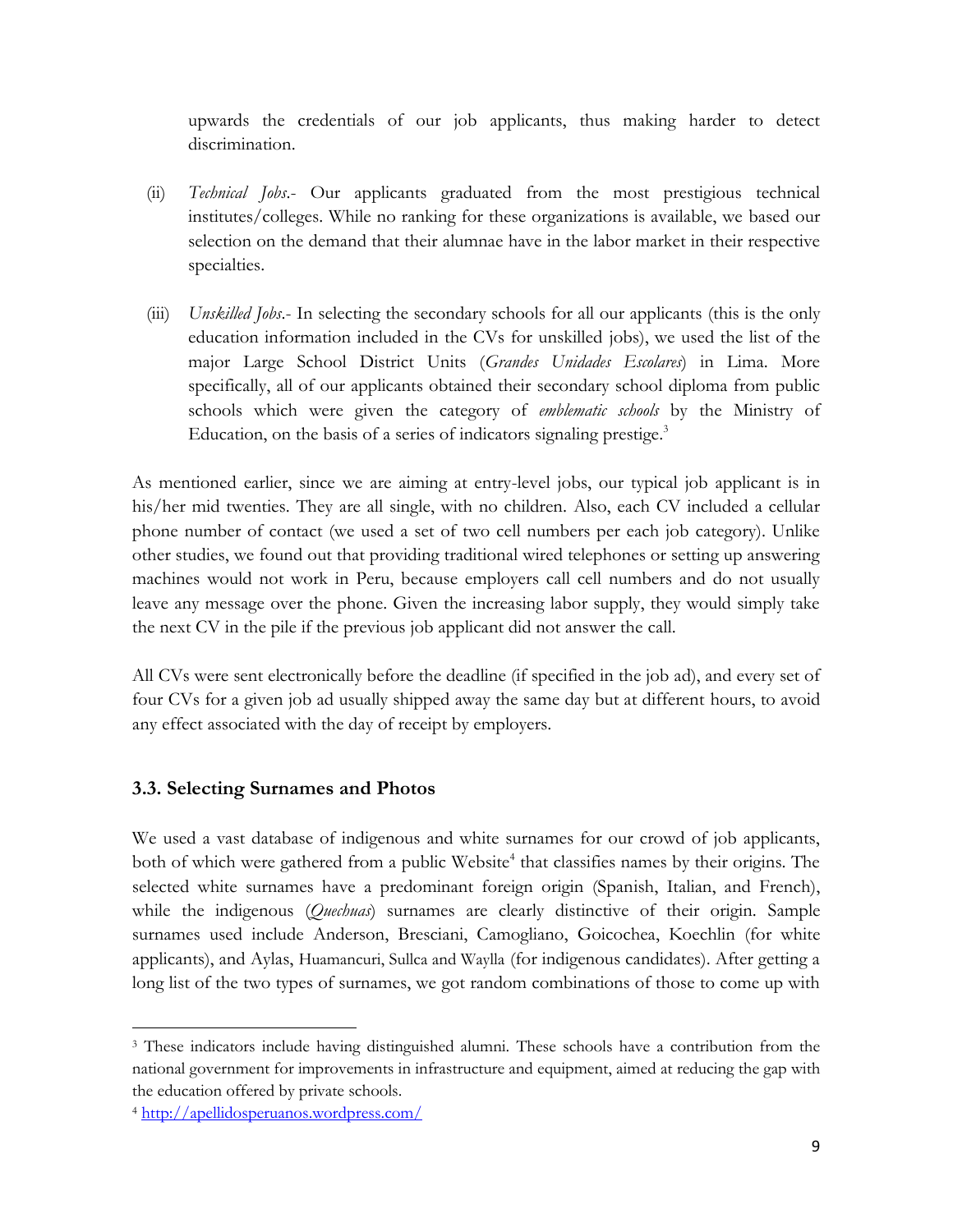upwards the credentials of our job applicants, thus making harder to detect discrimination.

(ii) *Technical Jobs*.- Our applicants graduated from the most prestigious technical institutes/colleges. While no ranking for these organizations is available, we based our selection on the demand that their alumnae have in the labor market in their respective specialties.

(iii) *Unskilled Jobs*.- In selecting the secondary schools for all our applicants (this is the only education information included in the CVs for unskilled jobs), we used the list of the major Large School District Units (*Grandes Unidades Escolares*) in Lima. More specifically, all of our applicants obtained their secondary school diploma from public schools which were given the category of *emblematic schools* by the Ministry of Education, on the basis of a series of indicators signaling prestige.[3]

As mentioned earlier, since we are aiming at entry-level jobs, our typical job applicant is in his/her mid twenties. They are all single, with no children. Also, each CV included a cellular phone number of contact (we used a set of two cell numbers per each job category). Unlike other studies, we found out that providing traditional wired telephones or setting up answering machines would not work in Peru, because employers call cell numbers and do not usually leave any message over the phone. Given the increasing labor supply, they would simply take the next CV in the pile if the previous job applicant did not answer the call.

All CVs were sent electronically before the deadline (if specified in the job ad), and every set of four CVs for a given job ad usually shipped away the same day but at different hours, to avoid any effect associated with the day of receipt by employers.

### 3.3. Selecting Surnames and Photos

We used a vast database of indigenous and white surnames for our crowd of job applicants, both of which were gathered from a public Website[4] that classifies names by their origins. The selected white surnames have a predominant foreign origin (Spanish, Italian, and French), while the indigenous (*Quechuas*) surnames are clearly distinctive of their origin. Sample surnames used include Anderson, Bresciani, Camogliano, Goicochea, Koechlin (for white applicants), and Aylas, Huamancuri, Sullca and Waylla (for indigenous candidates). After getting a long list of the two types of surnames, we got random combinations of those to come up with

---

[3] These indicators include having distinguished alumni. These schools have a contribution from the national government for improvements in infrastructure and equipment, aimed at reducing the gap with the education offered by private schools.

[4] http://apellidosperuanos.wordpress.com/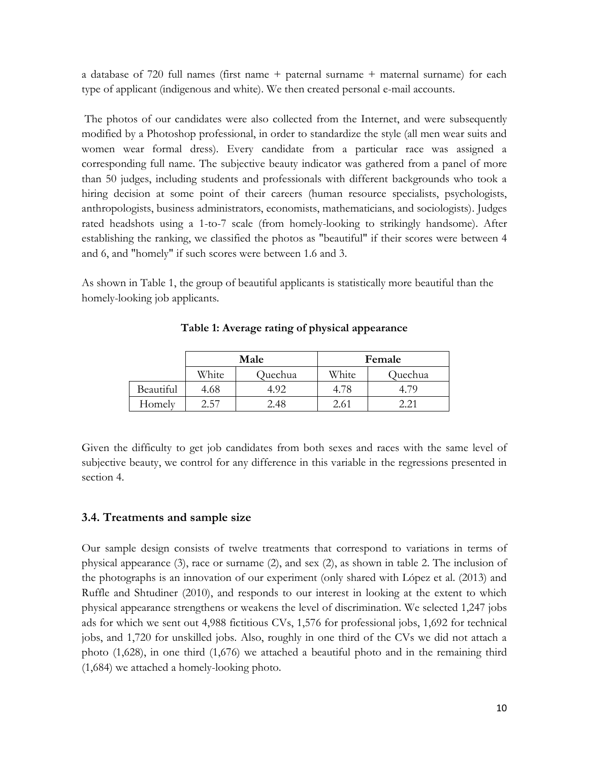a database of 720 full names (first name + paternal surname + maternal surname) for each type of applicant (indigenous and white). We then created personal e-mail accounts.

The photos of our candidates were also collected from the Internet, and were subsequently modified by a Photoshop professional, in order to standardize the style (all men wear suits and women wear formal dress). Every candidate from a particular race was assigned a corresponding full name. The subjective beauty indicator was gathered from a panel of more than 50 judges, including students and professionals with different backgrounds who took a hiring decision at some point of their careers (human resource specialists, psychologists, anthropologists, business administrators, economists, mathematicians, and sociologists). Judges rated headshots using a 1-to-7 scale (from homely-looking to strikingly handsome). After establishing the ranking, we classified the photos as "beautiful" if their scores were between 4 and 6, and "homely" if such scores were between 1.6 and 3.

As shown in Table 1, the group of beautiful applicants is statistically more beautiful than the homely-looking job applicants.

**Table 1: Average rating of physical appearance**

| | Male | | Female | |
|---|---|---|---|---|
| | White | Quechua | White | Quechua |
| Beautiful | 4.68 | 4.92 | 4.78 | 4.79 |
| Homely | 2.57 | 2.48 | 2.61 | 2.21 |

Given the difficulty to get job candidates from both sexes and races with the same level of subjective beauty, we control for any difference in this variable in the regressions presented in section 4.

### 3.4. Treatments and sample size

Our sample design consists of twelve treatments that correspond to variations in terms of physical appearance (3), race or surname (2), and sex (2), as shown in table 2. The inclusion of the photographs is an innovation of our experiment (only shared with López et al. (2013) and Ruffle and Shtudiner (2010), and responds to our interest in looking at the extent to which physical appearance strengthens or weakens the level of discrimination. We selected 1,247 jobs ads for which we sent out 4,988 fictitious CVs, 1,576 for professional jobs, 1,692 for technical jobs, and 1,720 for unskilled jobs. Also, roughly in one third of the CVs we did not attach a photo (1,628), in one third (1,676) we attached a beautiful photo and in the remaining third (1,684) we attached a homely-looking photo.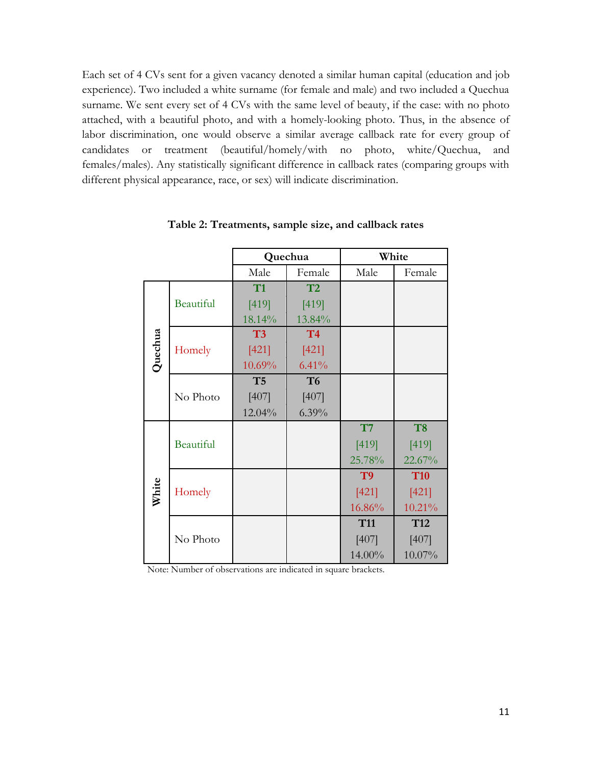Each set of 4 CVs sent for a given vacancy denoted a similar human capital (education and job experience). Two included a white surname (for female and male) and two included a Quechua surname. We sent every set of 4 CVs with the same level of beauty, if the case: with no photo attached, with a beautiful photo, and with a homely-looking photo. Thus, in the absence of labor discrimination, one would observe a similar average callback rate for every group of candidates or treatment (beautiful/homely/with no photo, white/Quechua, and females/males). Any statistically significant difference in callback rates (comparing groups with different physical appearance, race, or sex) will indicate discrimination.

**Table 2: Treatments, sample size, and callback rates**

| | | Quechua | | White | |
|---|---|---|---|---|---|
| | | Male | Female | Male | Female |
| Quechua | Beautiful | **T1** [419] 18.14% | **T2** [419] 13.84% | | |
| | Homely | **T3** [421] 10.69% | **T4** [421] 6.41% | | |
| | No Photo | **T5** [407] 12.04% | **T6** [407] 6.39% | | |
| White | Beautiful | | | **T7** [419] 25.78% | **T8** [419] 22.67% |
| | Homely | | | **T9** [421] 16.86% | **T10** [421] 10.21% |
| | No Photo | | | **T11** [407] 14.00% | **T12** [407] 10.07% |

Note: Number of observations are indicated in square brackets.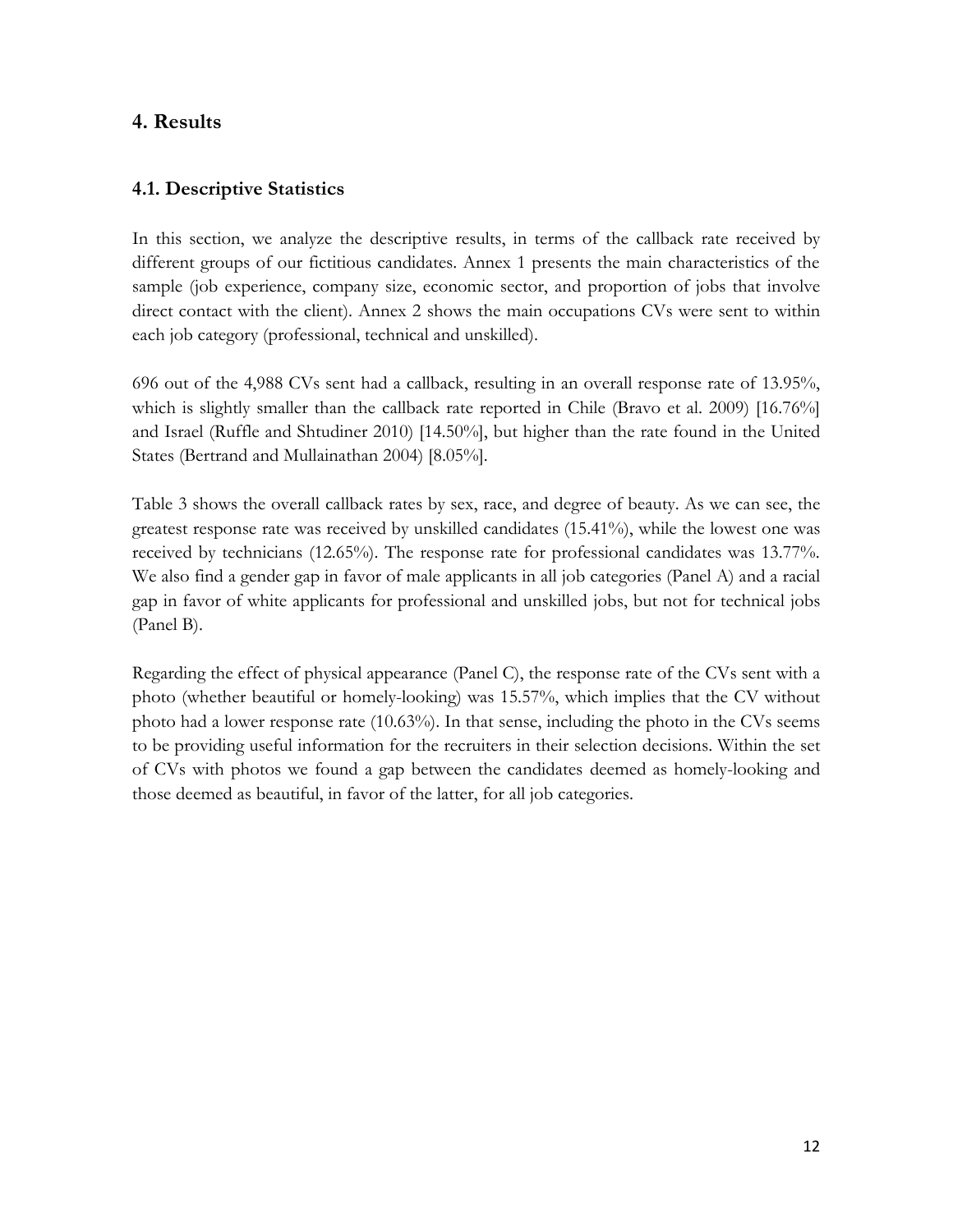## 4. Results

### 4.1. Descriptive Statistics

In this section, we analyze the descriptive results, in terms of the callback rate received by different groups of our fictitious candidates. Annex 1 presents the main characteristics of the sample (job experience, company size, economic sector, and proportion of jobs that involve direct contact with the client). Annex 2 shows the main occupations CVs were sent to within each job category (professional, technical and unskilled).

696 out of the 4,988 CVs sent had a callback, resulting in an overall response rate of 13.95%, which is slightly smaller than the callback rate reported in Chile (Bravo et al. 2009) [16.76%] and Israel (Ruffle and Shtudiner 2010) [14.50%], but higher than the rate found in the United States (Bertrand and Mullainathan 2004) [8.05%].

Table 3 shows the overall callback rates by sex, race, and degree of beauty. As we can see, the greatest response rate was received by unskilled candidates (15.41%), while the lowest one was received by technicians (12.65%). The response rate for professional candidates was 13.77%. We also find a gender gap in favor of male applicants in all job categories (Panel A) and a racial gap in favor of white applicants for professional and unskilled jobs, but not for technical jobs (Panel B).

Regarding the effect of physical appearance (Panel C), the response rate of the CVs sent with a photo (whether beautiful or homely-looking) was 15.57%, which implies that the CV without photo had a lower response rate (10.63%). In that sense, including the photo in the CVs seems to be providing useful information for the recruiters in their selection decisions. Within the set of CVs with photos we found a gap between the candidates deemed as homely-looking and those deemed as beautiful, in favor of the latter, for all job categories.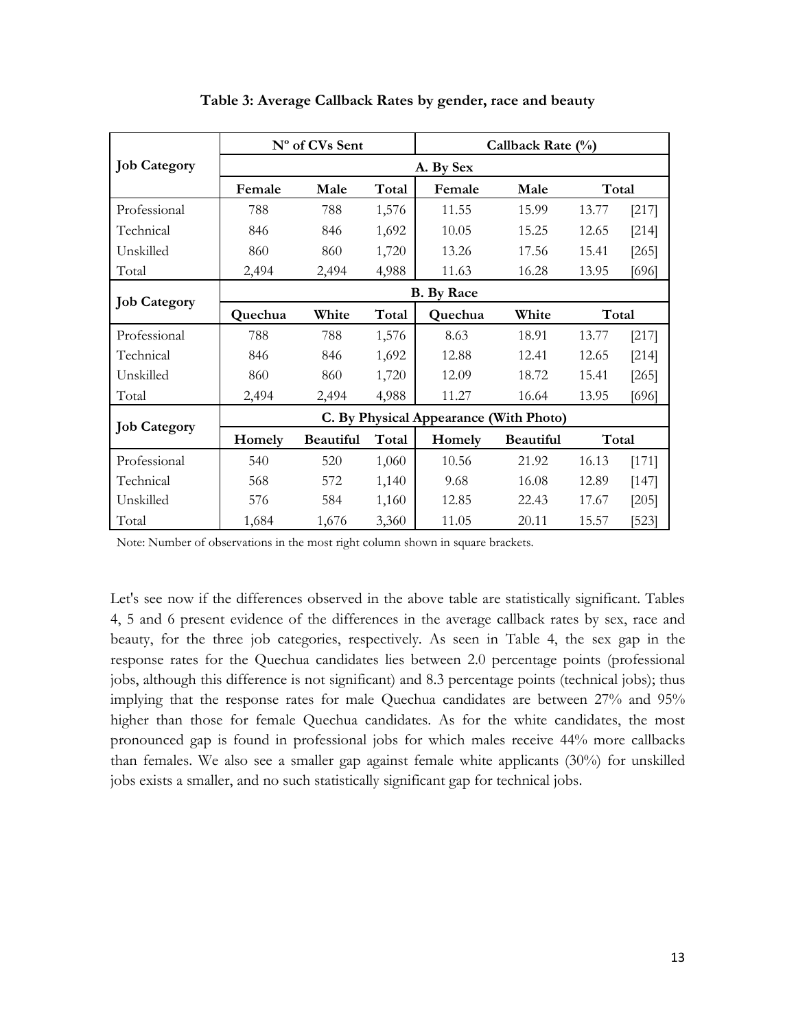**Table 3: Average Callback Rates by gender, race and beauty**

| Job Category | Nº of CVs Sent | | | Callback Rate (%) | | | |
|---|---|---|---|---|---|---|---|
| | A. By Sex | | | | | | |
| | Female | Male | Total | Female | Male | Total | |
| Professional | 788 | 788 | 1,576 | 11.55 | 15.99 | 13.77 | [217] |
| Technical | 846 | 846 | 1,692 | 10.05 | 15.25 | 12.65 | [214] |
| Unskilled | 860 | 860 | 1,720 | 13.26 | 17.56 | 15.41 | [265] |
| Total | 2,494 | 2,494 | 4,988 | 11.63 | 16.28 | 13.95 | [696] |
| **Job Category** | B. By Race | | | | | | |
| | Quechua | White | Total | Quechua | White | Total | |
| Professional | 788 | 788 | 1,576 | 8.63 | 18.91 | 13.77 | [217] |
| Technical | 846 | 846 | 1,692 | 12.88 | 12.41 | 12.65 | [214] |
| Unskilled | 860 | 860 | 1,720 | 12.09 | 18.72 | 15.41 | [265] |
| Total | 2,494 | 2,494 | 4,988 | 11.27 | 16.64 | 13.95 | [696] |
| **Job Category** | C. By Physical Appearance (With Photo) | | | | | | |
| | Homely | Beautiful | Total | Homely | Beautiful | Total | |
| Professional | 540 | 520 | 1,060 | 10.56 | 21.92 | 16.13 | [171] |
| Technical | 568 | 572 | 1,140 | 9.68 | 16.08 | 12.89 | [147] |
| Unskilled | 576 | 584 | 1,160 | 12.85 | 22.43 | 17.67 | [205] |
| Total | 1,684 | 1,676 | 3,360 | 11.05 | 20.11 | 15.57 | [523] |

Note: Number of observations in the most right column shown in square brackets.

Let's see now if the differences observed in the above table are statistically significant. Tables 4, 5 and 6 present evidence of the differences in the average callback rates by sex, race and beauty, for the three job categories, respectively. As seen in Table 4, the sex gap in the response rates for the Quechua candidates lies between 2.0 percentage points (professional jobs, although this difference is not significant) and 8.3 percentage points (technical jobs); thus implying that the response rates for male Quechua candidates are between 27% and 95% higher than those for female Quechua candidates. As for the white candidates, the most pronounced gap is found in professional jobs for which males receive 44% more callbacks than females. We also see a smaller gap against female white applicants (30%) for unskilled jobs exists a smaller, and no such statistically significant gap for technical jobs.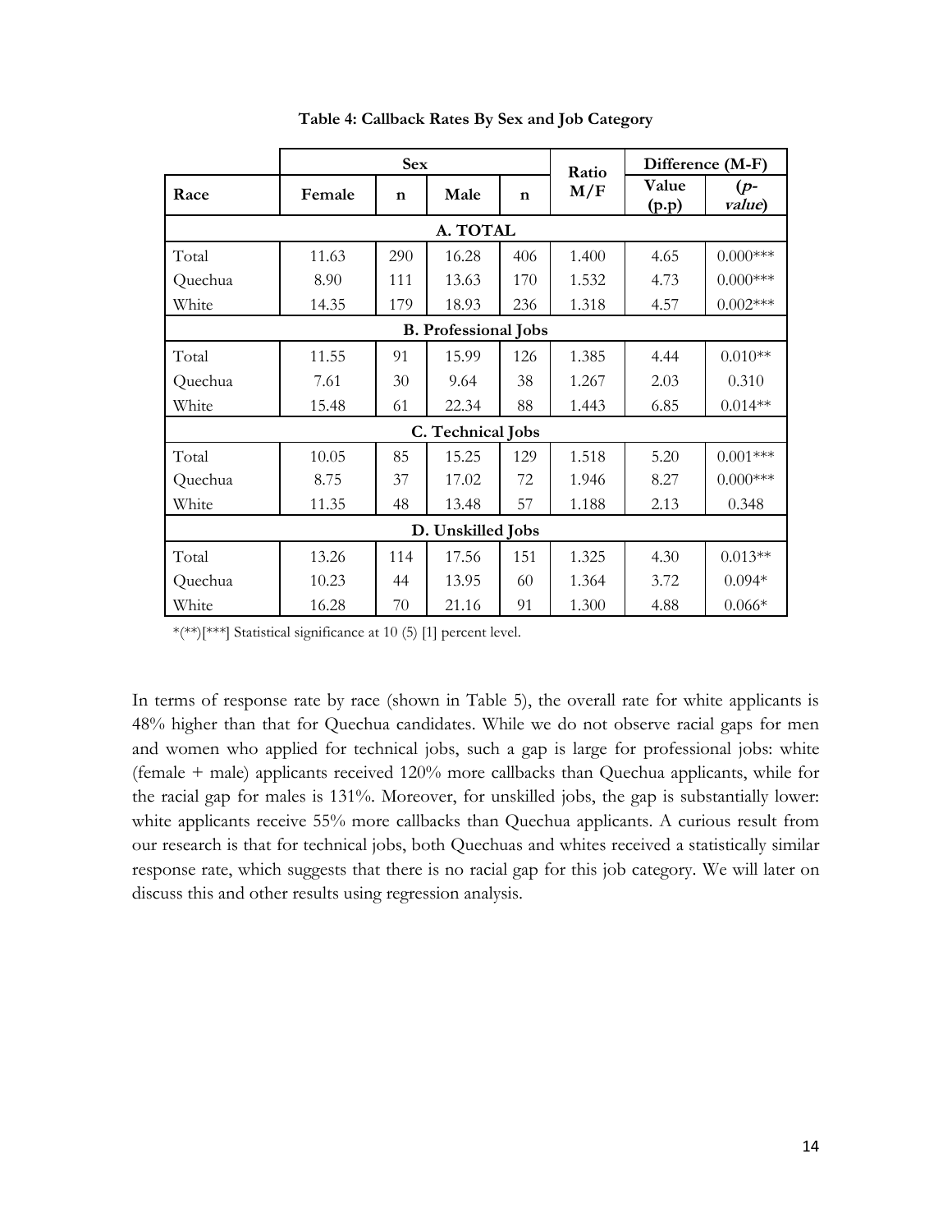**Table 4: Callback Rates By Sex and Job Category**

| | Sex | | | | Ratio | Difference (M-F) | |
|---|---|---|---|---|---|---|---|
| **Race** | **Female** | **n** | **Male** | **n** | **M/F** | **Value (p.p)** | **(*p-value*)** |
| **A. TOTAL** | | | | | | | |
| Total | 11.63 | 290 | 16.28 | 406 | 1.400 | 4.65 | 0.000*** |
| Quechua | 8.90 | 111 | 13.63 | 170 | 1.532 | 4.73 | 0.000*** |
| White | 14.35 | 179 | 18.93 | 236 | 1.318 | 4.57 | 0.002*** |
| **B. Professional Jobs** | | | | | | | |
| Total | 11.55 | 91 | 15.99 | 126 | 1.385 | 4.44 | 0.010** |
| Quechua | 7.61 | 30 | 9.64 | 38 | 1.267 | 2.03 | 0.310 |
| White | 15.48 | 61 | 22.34 | 88 | 1.443 | 6.85 | 0.014** |
| **C. Technical Jobs** | | | | | | | |
| Total | 10.05 | 85 | 15.25 | 129 | 1.518 | 5.20 | 0.001*** |
| Quechua | 8.75 | 37 | 17.02 | 72 | 1.946 | 8.27 | 0.000*** |
| White | 11.35 | 48 | 13.48 | 57 | 1.188 | 2.13 | 0.348 |
| **D. Unskilled Jobs** | | | | | | | |
| Total | 13.26 | 114 | 17.56 | 151 | 1.325 | 4.30 | 0.013** |
| Quechua | 10.23 | 44 | 13.95 | 60 | 1.364 | 3.72 | 0.094* |
| White | 16.28 | 70 | 21.16 | 91 | 1.300 | 4.88 | 0.066* |

*(**)[***] Statistical significance at 10 (5) [1] percent level.

In terms of response rate by race (shown in Table 5), the overall rate for white applicants is 48% higher than that for Quechua candidates. While we do not observe racial gaps for men and women who applied for technical jobs, such a gap is large for professional jobs: white (female + male) applicants received 120% more callbacks than Quechua applicants, while for the racial gap for males is 131%. Moreover, for unskilled jobs, the gap is substantially lower: white applicants receive 55% more callbacks than Quechua applicants. A curious result from our research is that for technical jobs, both Quechuas and whites received a statistically similar response rate, which suggests that there is no racial gap for this job category. We will later on discuss this and other results using regression analysis.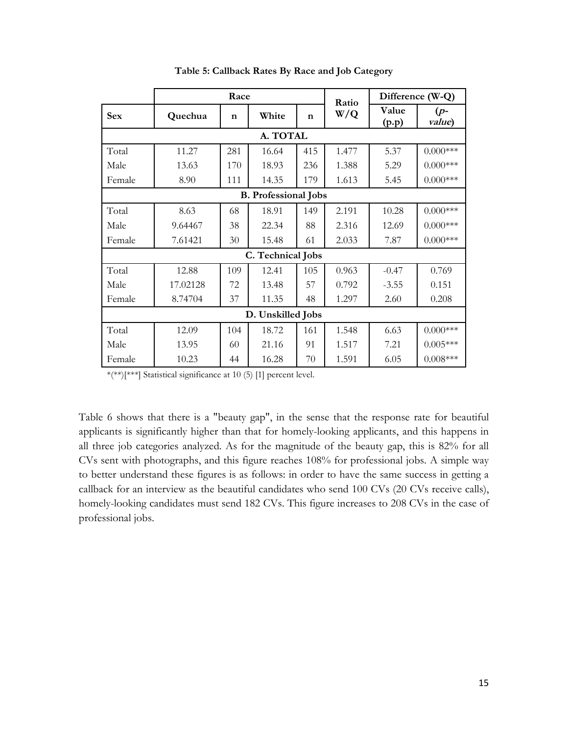**Table 5: Callback Rates By Race and Job Category**

| | Race | | | | Ratio W/Q | Difference (W-Q) | |
|---|---|---|---|---|---|---|---|
| **Sex** | **Quechua** | **n** | **White** | **n** | | **Value (p.p)** | **(*p-value*)** |
| **A. TOTAL** | | | | | | | |
| Total | 11.27 | 281 | 16.64 | 415 | 1.477 | 5.37 | 0.000*** |
| Male | 13.63 | 170 | 18.93 | 236 | 1.388 | 5.29 | 0.000*** |
| Female | 8.90 | 111 | 14.35 | 179 | 1.613 | 5.45 | 0.000*** |
| **B. Professional Jobs** | | | | | | | |
| Total | 8.63 | 68 | 18.91 | 149 | 2.191 | 10.28 | 0.000*** |
| Male | 9.64467 | 38 | 22.34 | 88 | 2.316 | 12.69 | 0.000*** |
| Female | 7.61421 | 30 | 15.48 | 61 | 2.033 | 7.87 | 0.000*** |
| **C. Technical Jobs** | | | | | | | |
| Total | 12.88 | 109 | 12.41 | 105 | 0.963 | -0.47 | 0.769 |
| Male | 17.02128 | 72 | 13.48 | 57 | 0.792 | -3.55 | 0.151 |
| Female | 8.74704 | 37 | 11.35 | 48 | 1.297 | 2.60 | 0.208 |
| **D. Unskilled Jobs** | | | | | | | |
| Total | 12.09 | 104 | 18.72 | 161 | 1.548 | 6.63 | 0.000*** |
| Male | 13.95 | 60 | 21.16 | 91 | 1.517 | 7.21 | 0.005*** |
| Female | 10.23 | 44 | 16.28 | 70 | 1.591 | 6.05 | 0.008*** |

*(**)[***] Statistical significance at 10 (5) [1] percent level.

Table 6 shows that there is a "beauty gap", in the sense that the response rate for beautiful applicants is significantly higher than that for homely-looking applicants, and this happens in all three job categories analyzed. As for the magnitude of the beauty gap, this is 82% for all CVs sent with photographs, and this figure reaches 108% for professional jobs. A simple way to better understand these figures is as follows: in order to have the same success in getting a callback for an interview as the beautiful candidates who send 100 CVs (20 CVs receive calls), homely-looking candidates must send 182 CVs. This figure increases to 208 CVs in the case of professional jobs.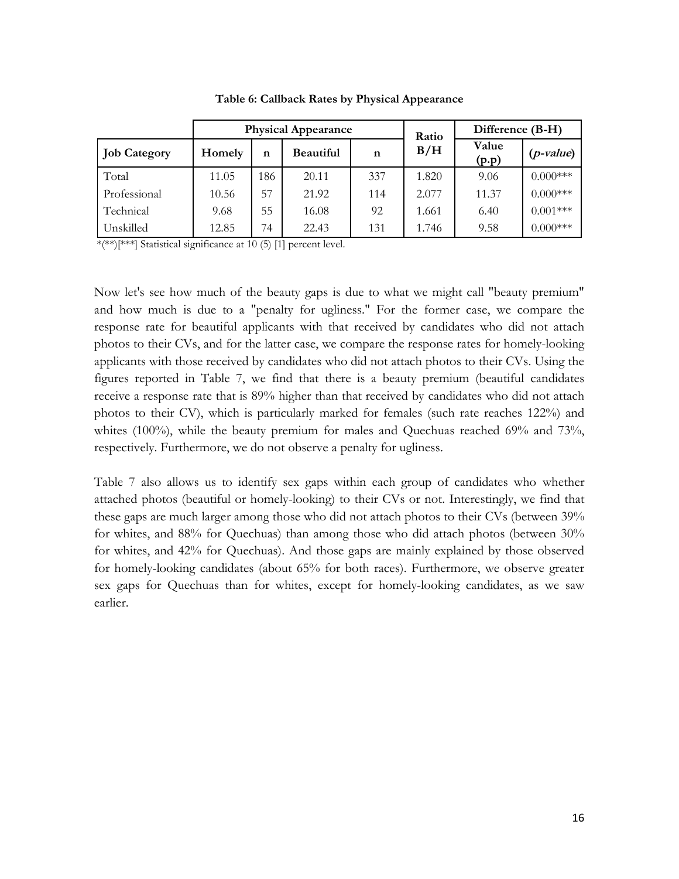**Table 6: Callback Rates by Physical Appearance**

| | Physical Appearance | | | | Ratio | Difference (B-H) | |
|---|---|---|---|---|---|---|---|
| **Job Category** | **Homely** | **n** | **Beautiful** | **n** | **B/H** | **Value (p.p)** | **(*p-value*)** |
| Total | 11.05 | 186 | 20.11 | 337 | 1.820 | 9.06 | 0.000*** |
| Professional | 10.56 | 57 | 21.92 | 114 | 2.077 | 11.37 | 0.000*** |
| Technical | 9.68 | 55 | 16.08 | 92 | 1.661 | 6.40 | 0.001*** |
| Unskilled | 12.85 | 74 | 22.43 | 131 | 1.746 | 9.58 | 0.000*** |

*(**)[***] Statistical significance at 10 (5) [1] percent level.

Now let's see how much of the beauty gaps is due to what we might call "beauty premium" and how much is due to a "penalty for ugliness." For the former case, we compare the response rate for beautiful applicants with that received by candidates who did not attach photos to their CVs, and for the latter case, we compare the response rates for homely-looking applicants with those received by candidates who did not attach photos to their CVs. Using the figures reported in Table 7, we find that there is a beauty premium (beautiful candidates receive a response rate that is 89% higher than that received by candidates who did not attach photos to their CV), which is particularly marked for females (such rate reaches 122%) and whites (100%), while the beauty premium for males and Quechuas reached 69% and 73%, respectively. Furthermore, we do not observe a penalty for ugliness.

Table 7 also allows us to identify sex gaps within each group of candidates who whether attached photos (beautiful or homely-looking) to their CVs or not. Interestingly, we find that these gaps are much larger among those who did not attach photos to their CVs (between 39% for whites, and 88% for Quechuas) than among those who did attach photos (between 30% for whites, and 42% for Quechuas). And those gaps are mainly explained by those observed for homely-looking candidates (about 65% for both races). Furthermore, we observe greater sex gaps for Quechuas than for whites, except for homely-looking candidates, as we saw earlier.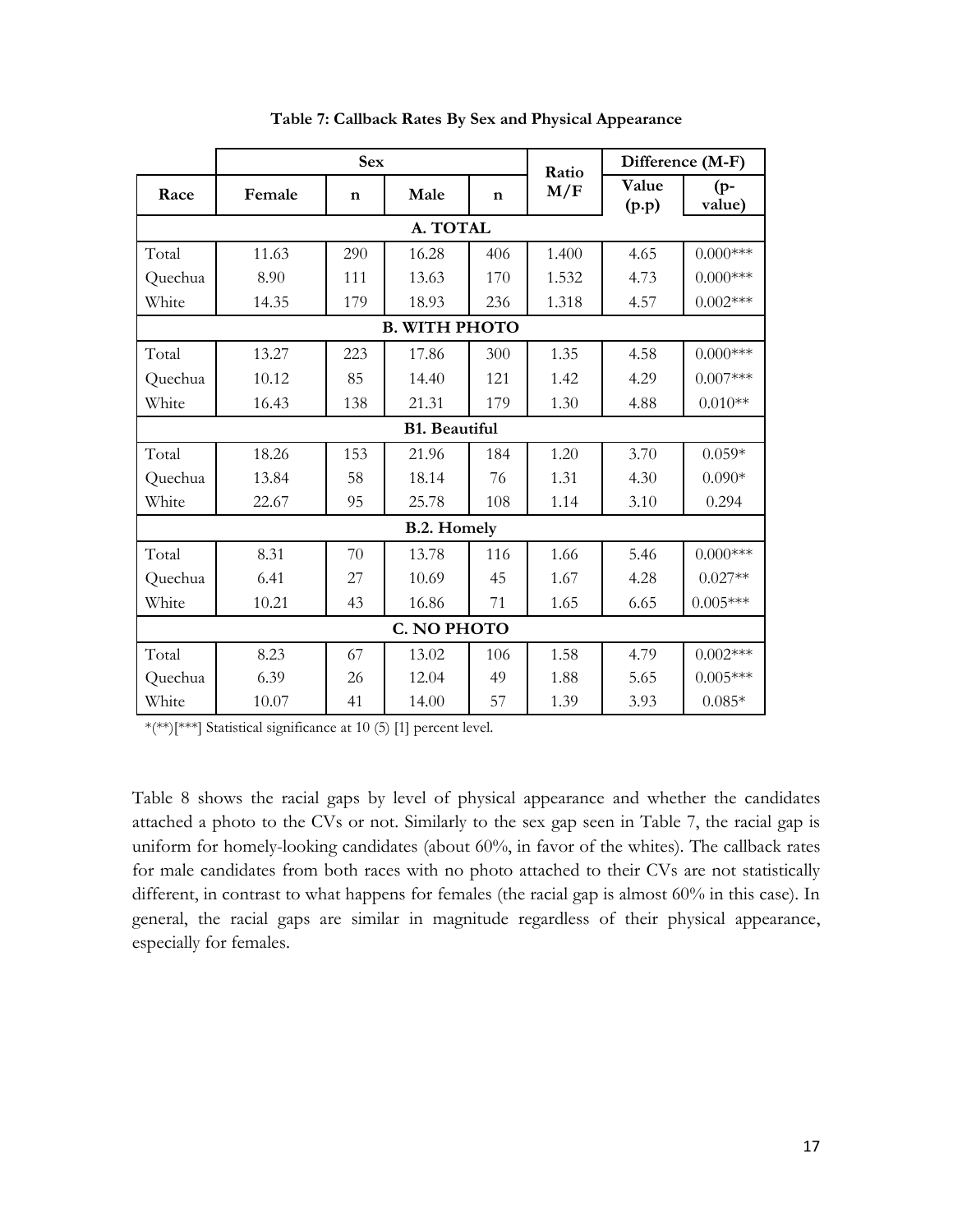**Table 7: Callback Rates By Sex and Physical Appearance**

| | Sex | | | | Ratio | Difference (M-F) | |
|---|---|---|---|---|---|---|---|
| Race | Female | n | Male | n | M/F | Value (p.p) | (p-value) |
| **A. TOTAL** | | | | | | | |
| Total | 11.63 | 290 | 16.28 | 406 | 1.400 | 4.65 | 0.000*** |
| Quechua | 8.90 | 111 | 13.63 | 170 | 1.532 | 4.73 | 0.000*** |
| White | 14.35 | 179 | 18.93 | 236 | 1.318 | 4.57 | 0.002*** |
| **B. WITH PHOTO** | | | | | | | |
| Total | 13.27 | 223 | 17.86 | 300 | 1.35 | 4.58 | 0.000*** |
| Quechua | 10.12 | 85 | 14.40 | 121 | 1.42 | 4.29 | 0.007*** |
| White | 16.43 | 138 | 21.31 | 179 | 1.30 | 4.88 | 0.010** |
| **B1. Beautiful** | | | | | | | |
| Total | 18.26 | 153 | 21.96 | 184 | 1.20 | 3.70 | 0.059* |
| Quechua | 13.84 | 58 | 18.14 | 76 | 1.31 | 4.30 | 0.090* |
| White | 22.67 | 95 | 25.78 | 108 | 1.14 | 3.10 | 0.294 |
| **B.2. Homely** | | | | | | | |
| Total | 8.31 | 70 | 13.78 | 116 | 1.66 | 5.46 | 0.000*** |
| Quechua | 6.41 | 27 | 10.69 | 45 | 1.67 | 4.28 | 0.027** |
| White | 10.21 | 43 | 16.86 | 71 | 1.65 | 6.65 | 0.005*** |
| **C. NO PHOTO** | | | | | | | |
| Total | 8.23 | 67 | 13.02 | 106 | 1.58 | 4.79 | 0.002*** |
| Quechua | 6.39 | 26 | 12.04 | 49 | 1.88 | 5.65 | 0.005*** |
| White | 10.07 | 41 | 14.00 | 57 | 1.39 | 3.93 | 0.085* |

*(**)[***] Statistical significance at 10 (5) [1] percent level.

Table 8 shows the racial gaps by level of physical appearance and whether the candidates attached a photo to the CVs or not. Similarly to the sex gap seen in Table 7, the racial gap is uniform for homely-looking candidates (about 60%, in favor of the whites). The callback rates for male candidates from both races with no photo attached to their CVs are not statistically different, in contrast to what happens for females (the racial gap is almost 60% in this case). In general, the racial gaps are similar in magnitude regardless of their physical appearance, especially for females.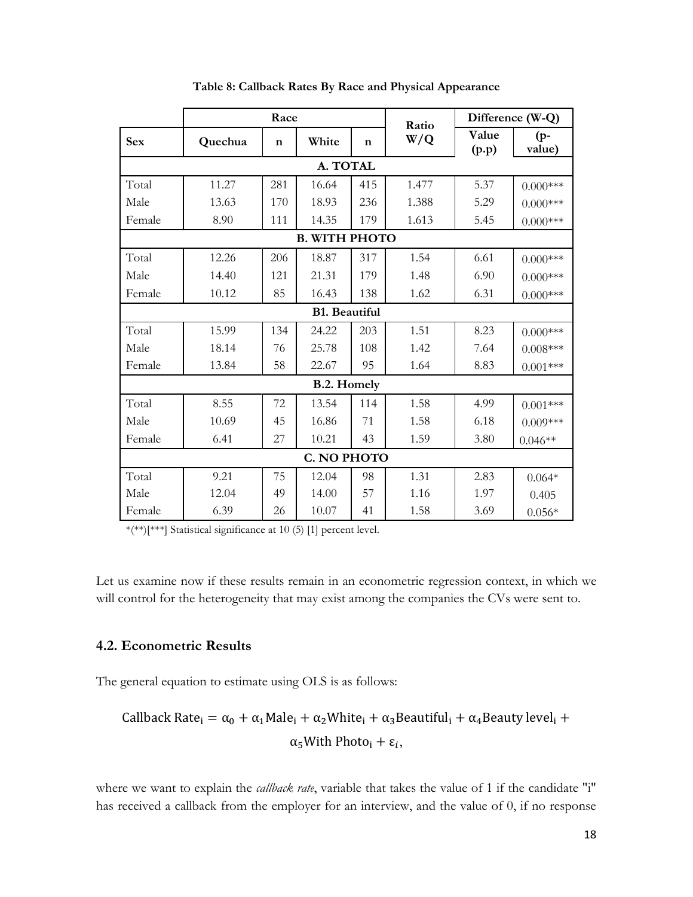**Table 8: Callback Rates By Race and Physical Appearance**

| | Race | | | | Ratio W/Q | Difference (W-Q) | |
|---|---|---|---|---|---|---|---|
| **Sex** | **Quechua** | **n** | **White** | **n** | | **Value (p.p)** | **(p-value)** |
| | | | **A. TOTAL** | | | | |
| Total | 11.27 | 281 | 16.64 | 415 | 1.477 | 5.37 | 0.000*** |
| Male | 13.63 | 170 | 18.93 | 236 | 1.388 | 5.29 | 0.000*** |
| Female | 8.90 | 111 | 14.35 | 179 | 1.613 | 5.45 | 0.000*** |
| | | | **B. WITH PHOTO** | | | | |
| Total | 12.26 | 206 | 18.87 | 317 | 1.54 | 6.61 | 0.000*** |
| Male | 14.40 | 121 | 21.31 | 179 | 1.48 | 6.90 | 0.000*** |
| Female | 10.12 | 85 | 16.43 | 138 | 1.62 | 6.31 | 0.000*** |
| | | | **B1. Beautiful** | | | | |
| Total | 15.99 | 134 | 24.22 | 203 | 1.51 | 8.23 | 0.000*** |
| Male | 18.14 | 76 | 25.78 | 108 | 1.42 | 7.64 | 0.008*** |
| Female | 13.84 | 58 | 22.67 | 95 | 1.64 | 8.83 | 0.001*** |
| | | | **B.2. Homely** | | | | |
| Total | 8.55 | 72 | 13.54 | 114 | 1.58 | 4.99 | 0.001*** |
| Male | 10.69 | 45 | 16.86 | 71 | 1.58 | 6.18 | 0.009*** |
| Female | 6.41 | 27 | 10.21 | 43 | 1.59 | 3.80 | 0.046** |
| | | | **C. NO PHOTO** | | | | |
| Total | 9.21 | 75 | 12.04 | 98 | 1.31 | 2.83 | 0.064* |
| Male | 12.04 | 49 | 14.00 | 57 | 1.16 | 1.97 | 0.405 |
| Female | 6.39 | 26 | 10.07 | 41 | 1.58 | 3.69 | 0.056* |

*(**)[***] Statistical significance at 10 (5) [1] percent level.

Let us examine now if these results remain in an econometric regression context, in which we will control for the heterogeneity that may exist among the companies the CVs were sent to.

## 4.2. Econometric Results

The general equation to estimate using OLS is as follows:

$$\text{Callback Rate}_i = \alpha_0 + \alpha_1 \text{Male}_i + \alpha_2 \text{White}_i + \alpha_3 \text{Beautiful}_i + \alpha_4 \text{Beauty level}_i + \alpha_5 \text{With Photo}_i + \varepsilon_i,$$

where we want to explain the *callback rate*, variable that takes the value of 1 if the candidate "i" has received a callback from the employer for an interview, and the value of 0, if no response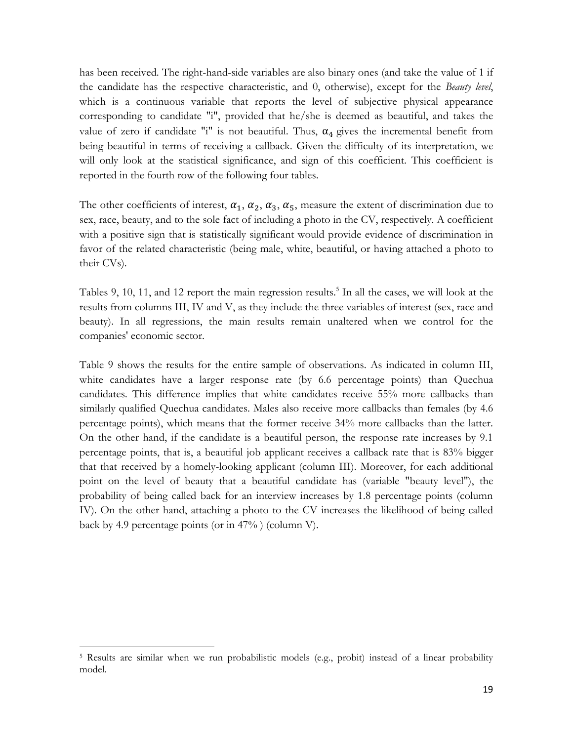has been received. The right-hand-side variables are also binary ones (and take the value of 1 if the candidate has the respective characteristic, and 0, otherwise), except for the *Beauty level*, which is a continuous variable that reports the level of subjective physical appearance corresponding to candidate "i", provided that he/she is deemed as beautiful, and takes the value of zero if candidate "i" is not beautiful. Thus, $\alpha_4$ gives the incremental benefit from being beautiful in terms of receiving a callback. Given the difficulty of its interpretation, we will only look at the statistical significance, and sign of this coefficient. This coefficient is reported in the fourth row of the following four tables.

The other coefficients of interest, $\alpha_1, \alpha_2, \alpha_3, \alpha_5$, measure the extent of discrimination due to sex, race, beauty, and to the sole fact of including a photo in the CV, respectively. A coefficient with a positive sign that is statistically significant would provide evidence of discrimination in favor of the related characteristic (being male, white, beautiful, or having attached a photo to their CVs).

Tables 9, 10, 11, and 12 report the main regression results.[5] In all the cases, we will look at the results from columns III, IV and V, as they include the three variables of interest (sex, race and beauty). In all regressions, the main results remain unaltered when we control for the companies' economic sector.

Table 9 shows the results for the entire sample of observations. As indicated in column III, white candidates have a larger response rate (by 6.6 percentage points) than Quechua candidates. This difference implies that white candidates receive 55% more callbacks than similarly qualified Quechua candidates. Males also receive more callbacks than females (by 4.6 percentage points), which means that the former receive 34% more callbacks than the latter. On the other hand, if the candidate is a beautiful person, the response rate increases by 9.1 percentage points, that is, a beautiful job applicant receives a callback rate that is 83% bigger that that received by a homely-looking applicant (column III). Moreover, for each additional point on the level of beauty that a beautiful candidate has (variable "beauty level"), the probability of being called back for an interview increases by 1.8 percentage points (column IV). On the other hand, attaching a photo to the CV increases the likelihood of being called back by 4.9 percentage points (or in 47% ) (column V).

[5] Results are similar when we run probabilistic models (e.g., probit) instead of a linear probability model.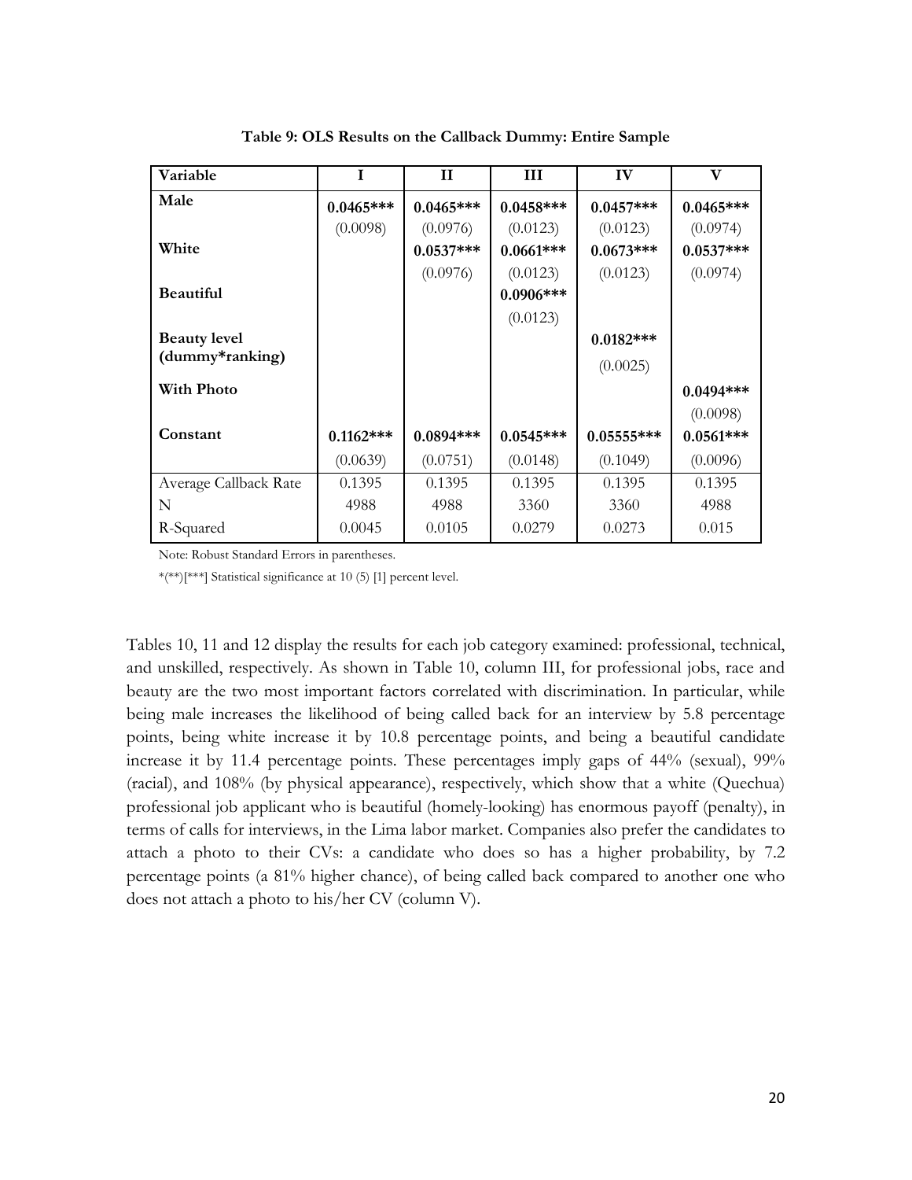**Table 9: OLS Results on the Callback Dummy: Entire Sample**

| Variable | I | II | III | IV | V |
|---|---|---|---|---|---|
| **Male** | **0.0465\*\*\*** | **0.0465\*\*\*** | **0.0458\*\*\*** | **0.0457\*\*\*** | **0.0465\*\*\*** |
| | (0.0098) | (0.0976) | (0.0123) | (0.0123) | (0.0974) |
| **White** | | **0.0537\*\*\*** | **0.0661\*\*\*** | **0.0673\*\*\*** | **0.0537\*\*\*** |
| | | (0.0976) | (0.0123) | (0.0123) | (0.0974) |
| **Beautiful** | | | **0.0906\*\*\*** | | |
| | | | (0.0123) | | |
| **Beauty level (dummy\*ranking)** | | | | **0.0182\*\*\*** | |
| | | | | (0.0025) | |
| **With Photo** | | | | | **0.0494\*\*\*** |
| | | | | | (0.0098) |
| **Constant** | **0.1162\*\*\*** | **0.0894\*\*\*** | **0.0545\*\*\*** | **0.05555\*\*\*** | **0.0561\*\*\*** |
| | (0.0639) | (0.0751) | (0.0148) | (0.1049) | (0.0096) |
| Average Callback Rate | 0.1395 | 0.1395 | 0.1395 | 0.1395 | 0.1395 |
| N | 4988 | 4988 | 3360 | 3360 | 4988 |
| R-Squared | 0.0045 | 0.0105 | 0.0279 | 0.0273 | 0.015 |

Note: Robust Standard Errors in parentheses.

*(**)[***] Statistical significance at 10 (5) [1] percent level.

Tables 10, 11 and 12 display the results for each job category examined: professional, technical, and unskilled, respectively. As shown in Table 10, column III, for professional jobs, race and beauty are the two most important factors correlated with discrimination. In particular, while being male increases the likelihood of being called back for an interview by 5.8 percentage points, being white increase it by 10.8 percentage points, and being a beautiful candidate increase it by 11.4 percentage points. These percentages imply gaps of 44% (sexual), 99% (racial), and 108% (by physical appearance), respectively, which show that a white (Quechua) professional job applicant who is beautiful (homely-looking) has enormous payoff (penalty), in terms of calls for interviews, in the Lima labor market. Companies also prefer the candidates to attach a photo to their CVs: a candidate who does so has a higher probability, by 7.2 percentage points (a 81% higher chance), of being called back compared to another one who does not attach a photo to his/her CV (column V).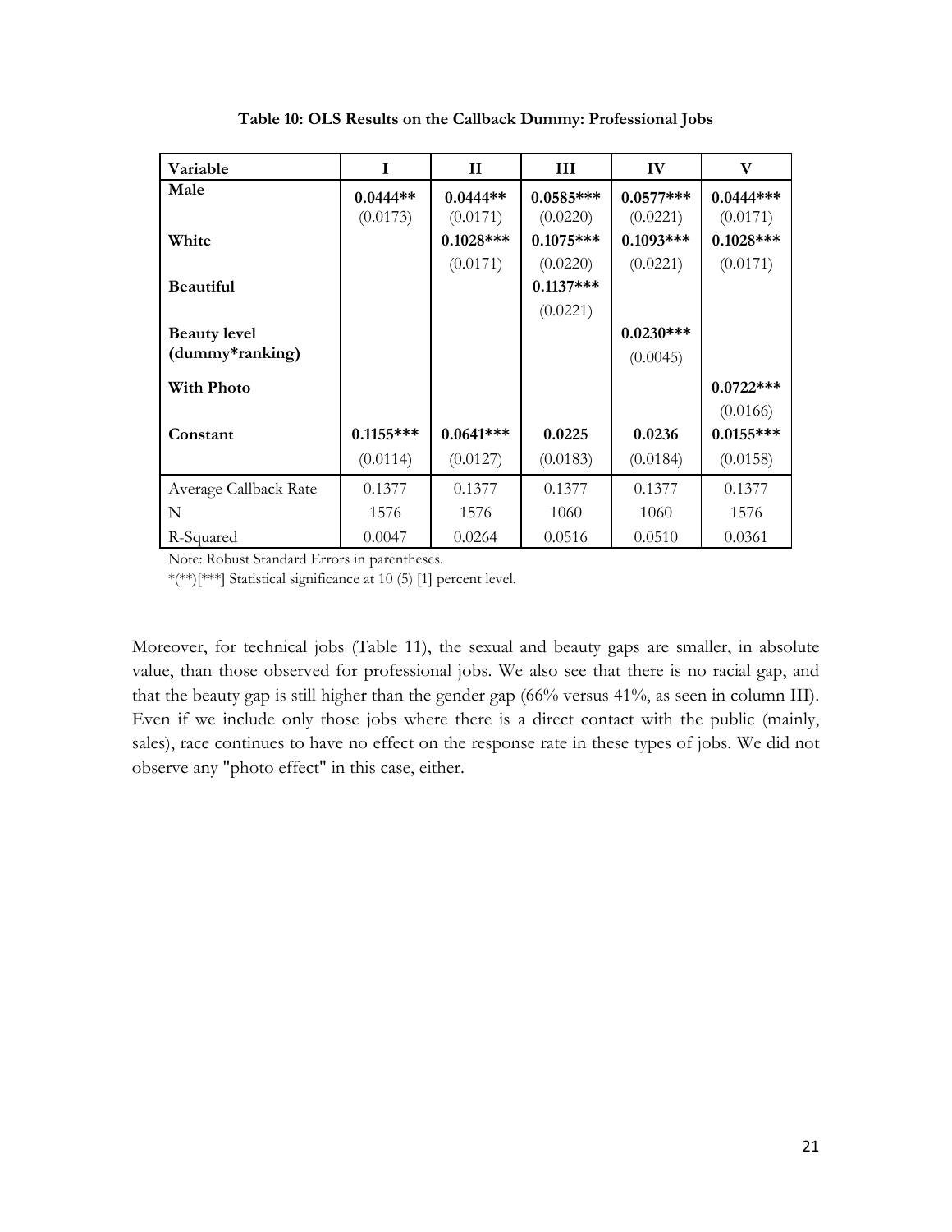**Table 10: OLS Results on the Callback Dummy: Professional Jobs**

| Variable | I | II | III | IV | V |
|---|---|---|---|---|---|
| **Male** | **0.0444\*\*** | **0.0444\*\*** | **0.0585\*\*\*** | **0.0577\*\*\*** | **0.0444\*\*\*** |
| | (0.0173) | (0.0171) | (0.0220) | (0.0221) | (0.0171) |
| **White** | | **0.1028\*\*\*** | **0.1075\*\*\*** | **0.1093\*\*\*** | **0.1028\*\*\*** |
| | | (0.0171) | (0.0220) | (0.0221) | (0.0171) |
| **Beautiful** | | | **0.1137\*\*\*** | | |
| | | | (0.0221) | | |
| **Beauty level (dummy\*ranking)** | | | | **0.0230\*\*\*** | |
| | | | | (0.0045) | |
| **With Photo** | | | | | **0.0722\*\*\*** |
| | | | | | (0.0166) |
| **Constant** | **0.1155\*\*\*** | **0.0641\*\*\*** | **0.0225** | **0.0236** | **0.0155\*\*\*** |
| | (0.0114) | (0.0127) | (0.0183) | (0.0184) | (0.0158) |
| Average Callback Rate | 0.1377 | 0.1377 | 0.1377 | 0.1377 | 0.1377 |
| N | 1576 | 1576 | 1060 | 1060 | 1576 |
| R-Squared | 0.0047 | 0.0264 | 0.0516 | 0.0510 | 0.0361 |

Note: Robust Standard Errors in parentheses.

*(**)[***] Statistical significance at 10 (5) [1] percent level.

Moreover, for technical jobs (Table 11), the sexual and beauty gaps are smaller, in absolute value, than those observed for professional jobs. We also see that there is no racial gap, and that the beauty gap is still higher than the gender gap (66% versus 41%, as seen in column III). Even if we include only those jobs where there is a direct contact with the public (mainly, sales), race continues to have no effect on the response rate in these types of jobs. We did not observe any "photo effect" in this case, either.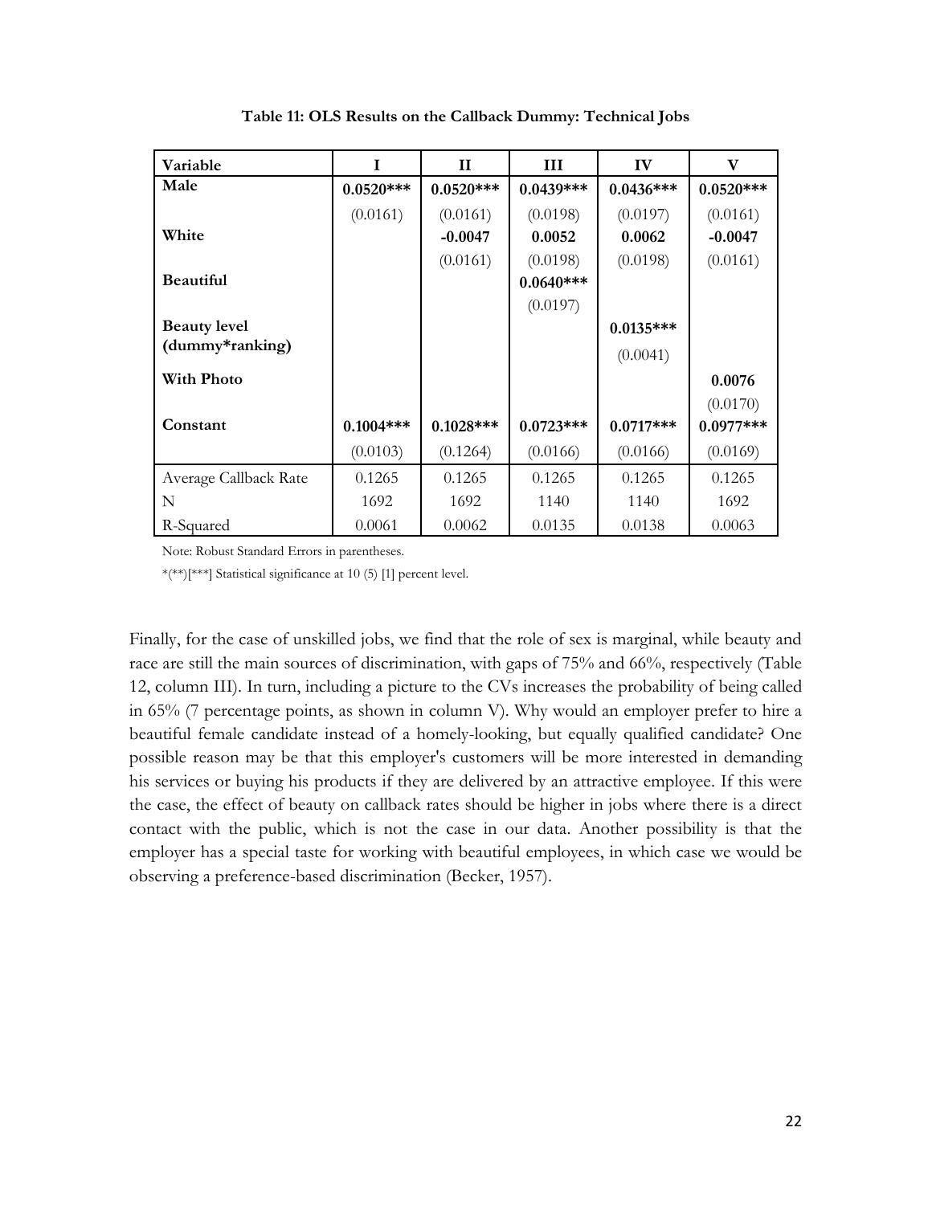**Table 11: OLS Results on the Callback Dummy: Technical Jobs**

| Variable | I | II | III | IV | V |
|---|---|---|---|---|---|
| **Male** | **0.0520*** ** | **0.0520*** ** | **0.0439*** ** | **0.0436*** ** | **0.0520*** ** |
| | (0.0161) | (0.0161) | (0.0198) | (0.0197) | (0.0161) |
| **White** | | **-0.0047** | **0.0052** | **0.0062** | **-0.0047** |
| | | (0.0161) | (0.0198) | (0.0198) | (0.0161) |
| **Beautiful** | | | **0.0640*** ** | | |
| | | | (0.0197) | | |
| **Beauty level (dummy*ranking)** | | | | **0.0135*** ** | |
| | | | | (0.0041) | |
| **With Photo** | | | | | **0.0076** |
| | | | | | (0.0170) |
| **Constant** | **0.1004*** ** | **0.1028*** ** | **0.0723*** ** | **0.0717*** ** | **0.0977*** ** |
| | (0.0103) | (0.1264) | (0.0166) | (0.0166) | (0.0169) |
| Average Callback Rate | 0.1265 | 0.1265 | 0.1265 | 0.1265 | 0.1265 |
| N | 1692 | 1692 | 1140 | 1140 | 1692 |
| R-Squared | 0.0061 | 0.0062 | 0.0135 | 0.0138 | 0.0063 |

Note: Robust Standard Errors in parentheses.

*(**)[***] Statistical significance at 10 (5) [1] percent level.

Finally, for the case of unskilled jobs, we find that the role of sex is marginal, while beauty and race are still the main sources of discrimination, with gaps of 75% and 66%, respectively (Table 12, column III). In turn, including a picture to the CVs increases the probability of being called in 65% (7 percentage points, as shown in column V). Why would an employer prefer to hire a beautiful female candidate instead of a homely-looking, but equally qualified candidate? One possible reason may be that this employer's customers will be more interested in demanding his services or buying his products if they are delivered by an attractive employee. If this were the case, the effect of beauty on callback rates should be higher in jobs where there is a direct contact with the public, which is not the case in our data. Another possibility is that the employer has a special taste for working with beautiful employees, in which case we would be observing a preference-based discrimination (Becker, 1957).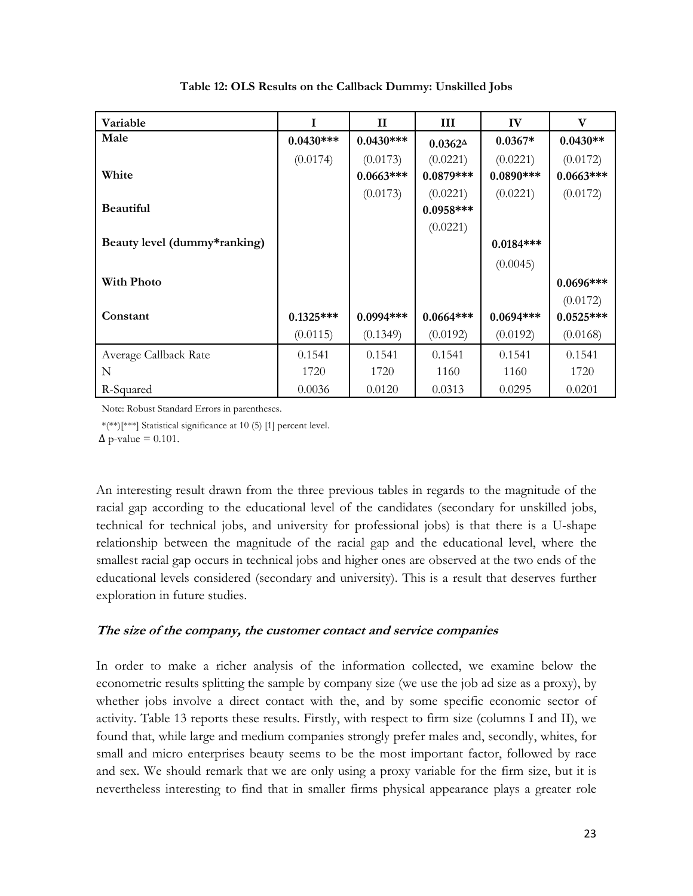**Table 12: OLS Results on the Callback Dummy: Unskilled Jobs**

| Variable | I | II | III | IV | V |
|---|---|---|---|---|---|
| **Male** | **0.0430*** ** | **0.0430*** ** | **0.0362**$^{\Delta}$ | **0.0367*** | **0.0430**** |
| | (0.0174) | (0.0173) | (0.0221) | (0.0221) | (0.0172) |
| **White** | | **0.0663*** ** | **0.0879*** ** | **0.0890*** ** | **0.0663*** ** |
| | | (0.0173) | (0.0221) | (0.0221) | (0.0172) |
| **Beautiful** | | | **0.0958*** ** | | |
| | | | (0.0221) | | |
| **Beauty level (dummy*ranking)** | | | | **0.0184*** ** | |
| | | | | (0.0045) | |
| **With Photo** | | | | | **0.0696*** ** |
| | | | | | (0.0172) |
| **Constant** | **0.1325*** ** | **0.0994*** ** | **0.0664*** ** | **0.0694*** ** | **0.0525*** ** |
| | (0.0115) | (0.1349) | (0.0192) | (0.0192) | (0.0168) |
| Average Callback Rate | 0.1541 | 0.1541 | 0.1541 | 0.1541 | 0.1541 |
| N | 1720 | 1720 | 1160 | 1160 | 1720 |
| R-Squared | 0.0036 | 0.0120 | 0.0313 | 0.0295 | 0.0201 |

Note: Robust Standard Errors in parentheses.

*(**)[***] Statistical significance at 10 (5) [1] percent level.

$\Delta$ p-value = 0.101.

An interesting result drawn from the three previous tables in regards to the magnitude of the racial gap according to the educational level of the candidates (secondary for unskilled jobs, technical for technical jobs, and university for professional jobs) is that there is a U-shape relationship between the magnitude of the racial gap and the educational level, where the smallest racial gap occurs in technical jobs and higher ones are observed at the two ends of the educational levels considered (secondary and university). This is a result that deserves further exploration in future studies.

***The size of the company, the customer contact and service companies***

In order to make a richer analysis of the information collected, we examine below the econometric results splitting the sample by company size (we use the job ad size as a proxy), by whether jobs involve a direct contact with the, and by some specific economic sector of activity. Table 13 reports these results. Firstly, with respect to firm size (columns I and II), we found that, while large and medium companies strongly prefer males and, secondly, whites, for small and micro enterprises beauty seems to be the most important factor, followed by race and sex. We should remark that we are only using a proxy variable for the firm size, but it is nevertheless interesting to find that in smaller firms physical appearance plays a greater role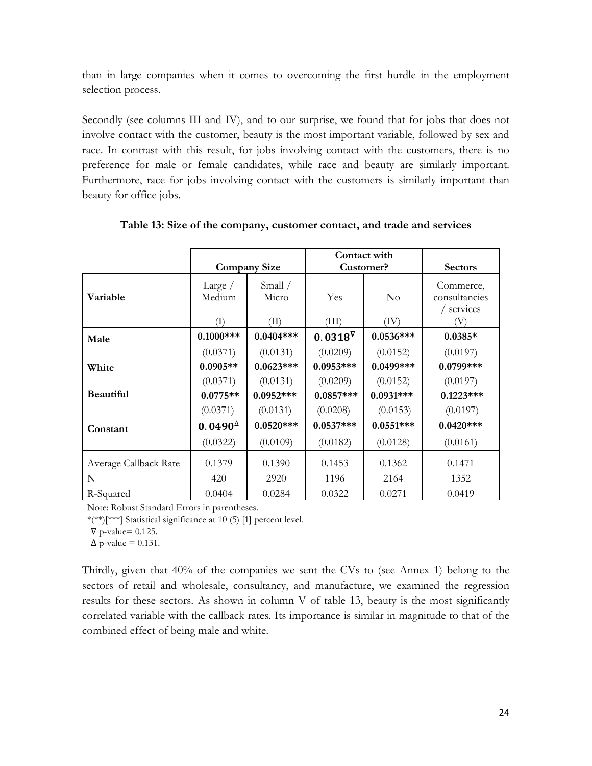than in large companies when it comes to overcoming the first hurdle in the employment selection process.

Secondly (see columns III and IV), and to our surprise, we found that for jobs that does not involve contact with the customer, beauty is the most important variable, followed by sex and race. In contrast with this result, for jobs involving contact with the customers, there is no preference for male or female candidates, while race and beauty are similarly important. Furthermore, race for jobs involving contact with the customers is similarly important than beauty for office jobs.

**Table 13: Size of the company, customer contact, and trade and services**

| | Company Size | | Contact with Customer? | | Sectors |
|---|---|---|---|---|---|
| **Variable** | Large / Medium (I) | Small / Micro (II) | Yes (III) | No (IV) | Commerce, consultancies / services (V) |
| **Male** | **0.1000*** ** | **0.0404*** ** | $\mathbf{0.0318}^{\nabla}$ | **0.0536*** ** | **0.0385* ** |
| | (0.0371) | (0.0131) | (0.0209) | (0.0152) | (0.0197) |
| **White** | **0.0905** ** | **0.0623*** ** | **0.0953*** ** | **0.0499*** ** | **0.0799*** ** |
| | (0.0371) | (0.0131) | (0.0209) | (0.0152) | (0.0197) |
| **Beautiful** | **0.0775** ** | **0.0952*** ** | **0.0857*** ** | **0.0931*** ** | **0.1223*** ** |
| | (0.0371) | (0.0131) | (0.0208) | (0.0153) | (0.0197) |
| **Constant** | $\mathbf{0.0490}^{\Delta}$ | **0.0520*** ** | **0.0537*** ** | **0.0551*** ** | **0.0420*** ** |
| | (0.0322) | (0.0109) | (0.0182) | (0.0128) | (0.0161) |
| Average Callback Rate | 0.1379 | 0.1390 | 0.1453 | 0.1362 | 0.1471 |
| N | 420 | 2920 | 1196 | 2164 | 1352 |
| R-Squared | 0.0404 | 0.0284 | 0.0322 | 0.0271 | 0.0419 |

Note: Robust Standard Errors in parentheses.

*(**)[***] Statistical significance at 10 (5) [1] percent level.

$\nabla$ p-value= 0.125.

$\Delta$ p-value = 0.131.

Thirdly, given that 40% of the companies we sent the CVs to (see Annex 1) belong to the sectors of retail and wholesale, consultancy, and manufacture, we examined the regression results for these sectors. As shown in column V of table 13, beauty is the most significantly correlated variable with the callback rates. Its importance is similar in magnitude to that of the combined effect of being male and white.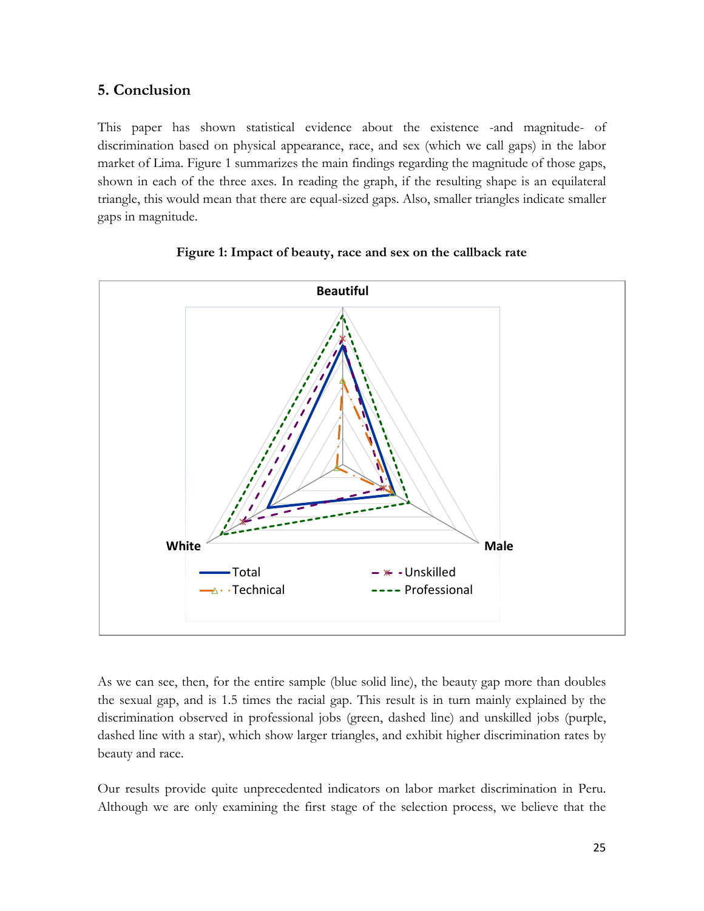## 5. Conclusion

This paper has shown statistical evidence about the existence -and magnitude- of discrimination based on physical appearance, race, and sex (which we call gaps) in the labor market of Lima. Figure 1 summarizes the main findings regarding the magnitude of those gaps, shown in each of the three axes. In reading the graph, if the resulting shape is an equilateral triangle, this would mean that there are equal-sized gaps. Also, smaller triangles indicate smaller gaps in magnitude.

**Figure 1: Impact of beauty, race and sex on the callback rate**

As we can see, then, for the entire sample (blue solid line), the beauty gap more than doubles the sexual gap, and is 1.5 times the racial gap. This result is in turn mainly explained by the discrimination observed in professional jobs (green, dashed line) and unskilled jobs (purple, dashed line with a star), which show larger triangles, and exhibit higher discrimination rates by beauty and race.

Our results provide quite unprecedented indicators on labor market discrimination in Peru. Although we are only examining the first stage of the selection process, we believe that the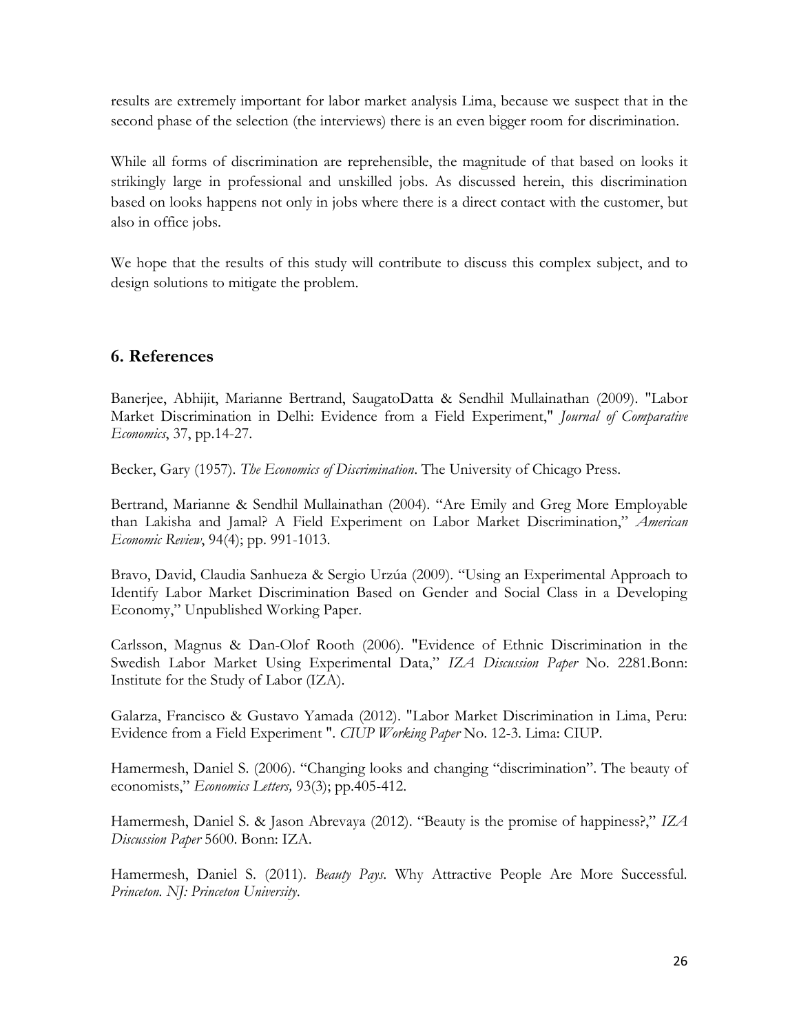results are extremely important for labor market analysis Lima, because we suspect that in the second phase of the selection (the interviews) there is an even bigger room for discrimination.

While all forms of discrimination are reprehensible, the magnitude of that based on looks it strikingly large in professional and unskilled jobs. As discussed herein, this discrimination based on looks happens not only in jobs where there is a direct contact with the customer, but also in office jobs.

We hope that the results of this study will contribute to discuss this complex subject, and to design solutions to mitigate the problem.

## 6. References

Banerjee, Abhijit, Marianne Bertrand, SaugatoDatta & Sendhil Mullainathan (2009). "Labor Market Discrimination in Delhi: Evidence from a Field Experiment," *Journal of Comparative Economics*, 37, pp.14-27.

Becker, Gary (1957). *The Economics of Discrimination*. The University of Chicago Press.

Bertrand, Marianne & Sendhil Mullainathan (2004). "Are Emily and Greg More Employable than Lakisha and Jamal? A Field Experiment on Labor Market Discrimination," *American Economic Review*, 94(4); pp. 991-1013.

Bravo, David, Claudia Sanhueza & Sergio Urzúa (2009). "Using an Experimental Approach to Identify Labor Market Discrimination Based on Gender and Social Class in a Developing Economy," Unpublished Working Paper.

Carlsson, Magnus & Dan-Olof Rooth (2006). "Evidence of Ethnic Discrimination in the Swedish Labor Market Using Experimental Data," *IZA Discussion Paper* No. 2281.Bonn: Institute for the Study of Labor (IZA).

Galarza, Francisco & Gustavo Yamada (2012). "Labor Market Discrimination in Lima, Peru: Evidence from a Field Experiment ". *CIUP Working Paper* No. 12-3. Lima: CIUP.

Hamermesh, Daniel S. (2006). "Changing looks and changing "discrimination". The beauty of economists," *Economics Letters,* 93(3); pp.405-412.

Hamermesh, Daniel S. & Jason Abrevaya (2012). "Beauty is the promise of happiness?," *IZA Discussion Paper* 5600. Bonn: IZA.

Hamermesh, Daniel S. (2011). *Beauty Pays*. Why Attractive People Are More Successful. *Princeton. NJ: Princeton University.*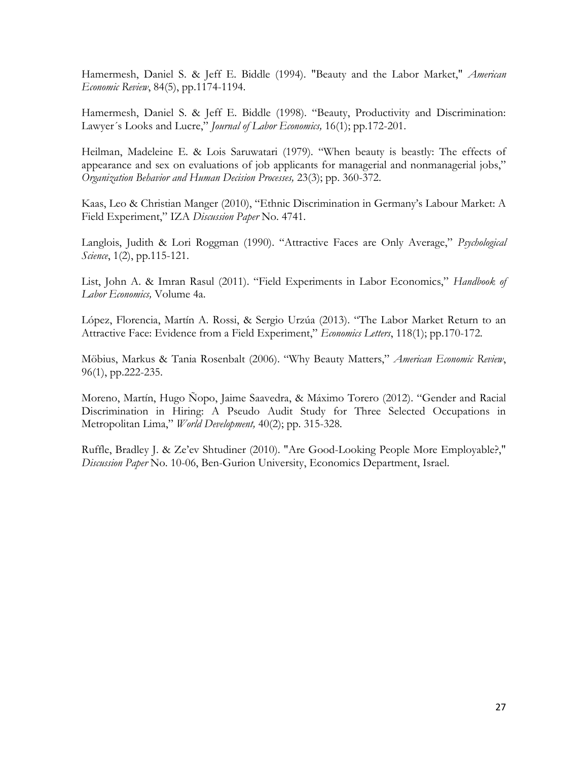Hamermesh, Daniel S. & Jeff E. Biddle (1994). "Beauty and the Labor Market," *American Economic Review*, 84(5), pp.1174-1194.

Hamermesh, Daniel S. & Jeff E. Biddle (1998). "Beauty, Productivity and Discrimination: Lawyer´s Looks and Lucre," *Journal of Labor Economics,* 16(1); pp.172-201.

Heilman, Madeleine E. & Lois Saruwatari (1979). "When beauty is beastly: The effects of appearance and sex on evaluations of job applicants for managerial and nonmanagerial jobs," *Organization Behavior and Human Decision Processes,* 23(3); pp. 360-372.

Kaas, Leo & Christian Manger (2010), "Ethnic Discrimination in Germany's Labour Market: A Field Experiment," IZA *Discussion Paper* No. 4741.

Langlois, Judith & Lori Roggman (1990). "Attractive Faces are Only Average," *Psychological Science*, 1(2), pp.115-121.

List, John A. & Imran Rasul (2011). "Field Experiments in Labor Economics," *Handbook of Labor Economics,* Volume 4a.

López, Florencia, Martín A. Rossi, & Sergio Urzúa (2013). "The Labor Market Return to an Attractive Face: Evidence from a Field Experiment," *Economics Letters*, 118(1); pp.170-172.

Möbius, Markus & Tania Rosenbalt (2006). "Why Beauty Matters," *American Economic Review*, 96(1), pp.222-235.

Moreno, Martín, Hugo Ñopo, Jaime Saavedra, & Máximo Torero (2012). "Gender and Racial Discrimination in Hiring: A Pseudo Audit Study for Three Selected Occupations in Metropolitan Lima," *World Development,* 40(2); pp. 315-328.

Ruffle, Bradley J. & Ze'ev Shtudiner (2010). "Are Good-Looking People More Employable?," *Discussion Paper* No. 10-06, Ben-Gurion University, Economics Department, Israel.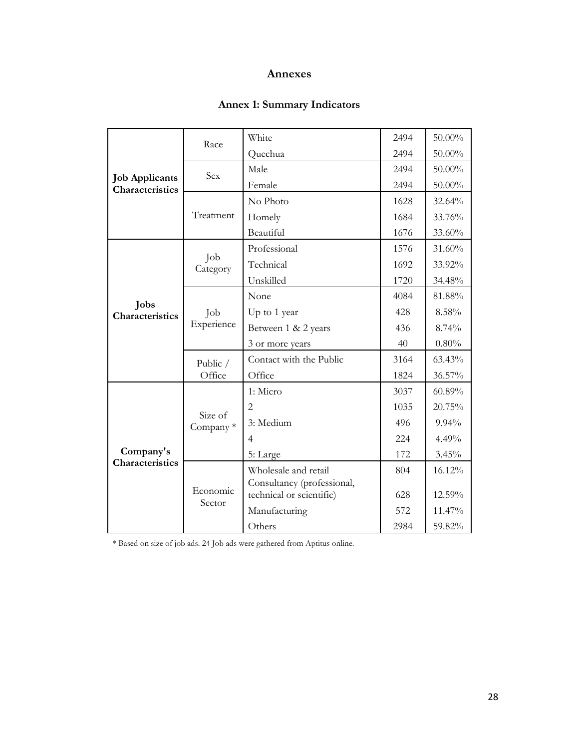# Annexes

## Annex 1: Summary Indicators

| | | | | |
|---|---|---|---|---|
| **Job Applicants Characteristics** | Race | White | 2494 | 50.00% |
| | | Quechua | 2494 | 50.00% |
| | Sex | Male | 2494 | 50.00% |
| | | Female | 2494 | 50.00% |
| | Treatment | No Photo | 1628 | 32.64% |
| | | Homely | 1684 | 33.76% |
| | | Beautiful | 1676 | 33.60% |
| **Jobs Characteristics** | Job Category | Professional | 1576 | 31.60% |
| | | Technical | 1692 | 33.92% |
| | | Unskilled | 1720 | 34.48% |
| | Job Experience | None | 4084 | 81.88% |
| | | Up to 1 year | 428 | 8.58% |
| | | Between 1 & 2 years | 436 | 8.74% |
| | | 3 or more years | 40 | 0.80% |
| | Public / Office | Contact with the Public | 3164 | 63.43% |
| | | Office | 1824 | 36.57% |
| **Company's Characteristics** | Size of Company * | 1: Micro | 3037 | 60.89% |
| | | 2 | 1035 | 20.75% |
| | | 3: Medium | 496 | 9.94% |
| | | 4 | 224 | 4.49% |
| | | 5: Large | 172 | 3.45% |
| | Economic Sector | Wholesale and retail | 804 | 16.12% |
| | | Consultancy (professional, technical or scientific) | 628 | 12.59% |
| | | Manufacturing | 572 | 11.47% |
| | | Others | 2984 | 59.82% |

* Based on size of job ads. 24 Job ads were gathered from Aptitus online.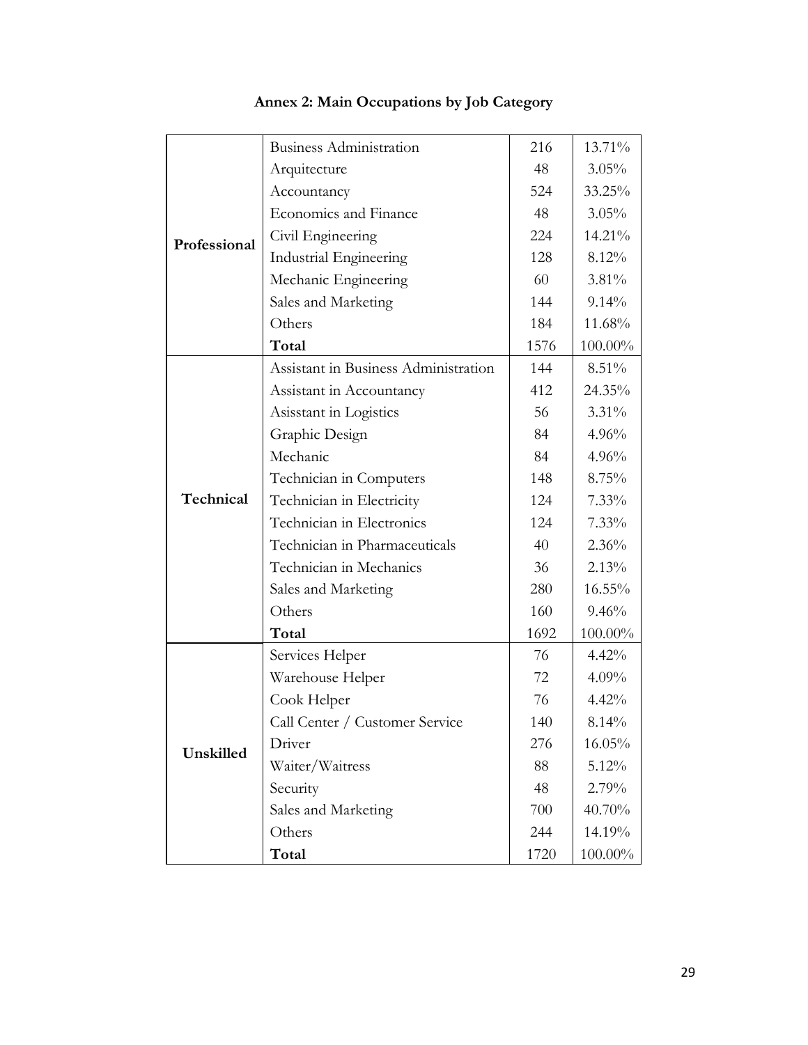# Annex 2: Main Occupations by Job Category

| | | | |
|---|---|---|---|
| **Professional** | Business Administration | 216 | 13.71% |
| | Arquitecture | 48 | 3.05% |
| | Accountancy | 524 | 33.25% |
| | Economics and Finance | 48 | 3.05% |
| | Civil Engineering | 224 | 14.21% |
| | Industrial Engineering | 128 | 8.12% |
| | Mechanic Engineering | 60 | 3.81% |
| | Sales and Marketing | 144 | 9.14% |
| | Others | 184 | 11.68% |
| | **Total** | 1576 | 100.00% |
| **Technical** | Assistant in Business Administration | 144 | 8.51% |
| | Assistant in Accountancy | 412 | 24.35% |
| | Asisstant in Logistics | 56 | 3.31% |
| | Graphic Design | 84 | 4.96% |
| | Mechanic | 84 | 4.96% |
| | Technician in Computers | 148 | 8.75% |
| | Technician in Electricity | 124 | 7.33% |
| | Technician in Electronics | 124 | 7.33% |
| | Technician in Pharmaceuticals | 40 | 2.36% |
| | Technician in Mechanics | 36 | 2.13% |
| | Sales and Marketing | 280 | 16.55% |
| | Others | 160 | 9.46% |
| | **Total** | 1692 | 100.00% |
| **Unskilled** | Services Helper | 76 | 4.42% |
| | Warehouse Helper | 72 | 4.09% |
| | Cook Helper | 76 | 4.42% |
| | Call Center / Customer Service | 140 | 8.14% |
| | Driver | 276 | 16.05% |
| | Waiter/Waitress | 88 | 5.12% |
| | Security | 48 | 2.79% |
| | Sales and Marketing | 700 | 40.70% |
| | Others | 244 | 14.19% |
| | **Total** | 1720 | 100.00% |